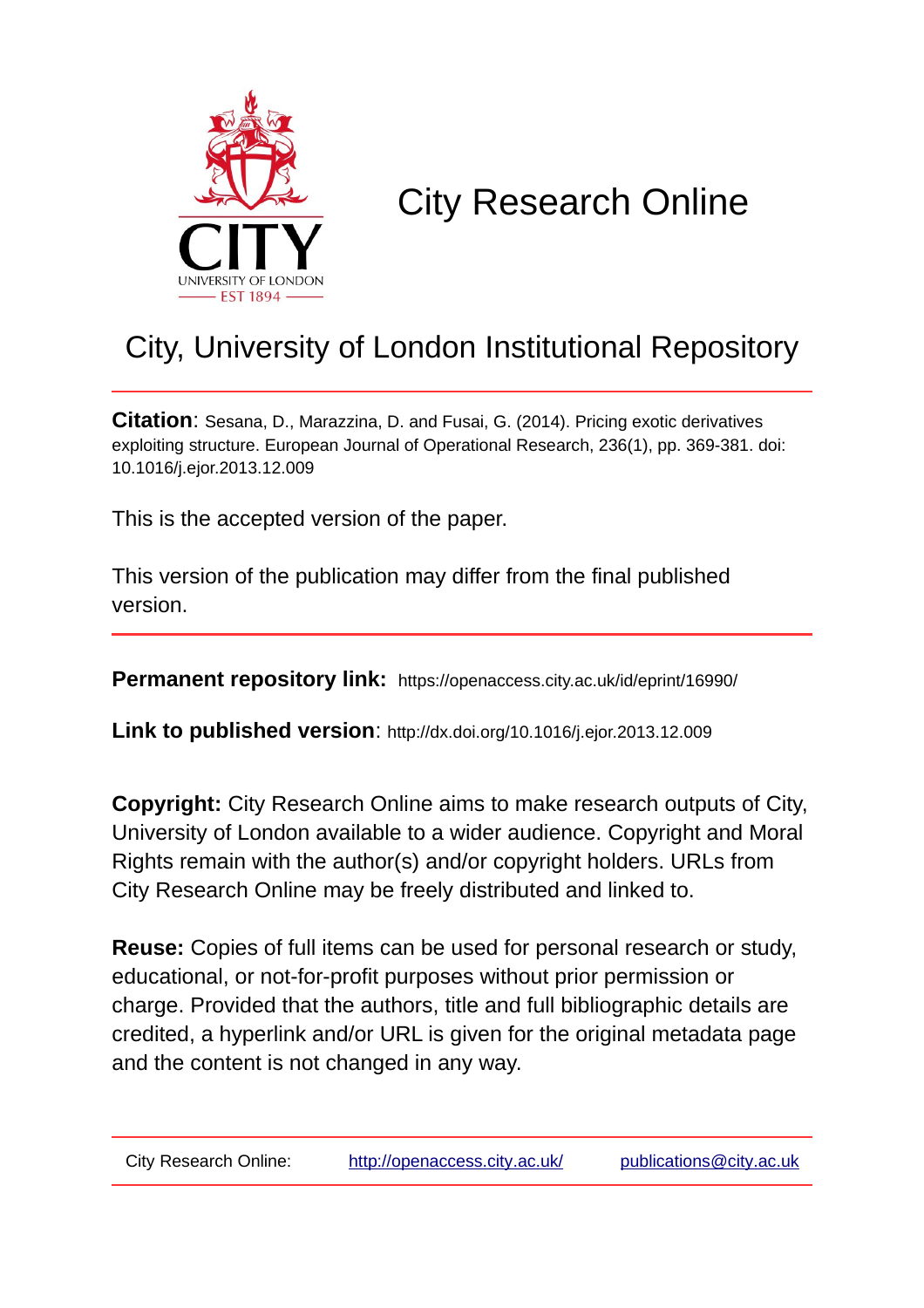# City Research Online

## City, University of London Institutional Repository

**Citation**: Sesana, D., Marazzina, D. and Fusai, G. (2014). Pricing exotic derivatives exploiting structure. European Journal of Operational Research, 236(1), pp. 369-381. doi: 10.1016/j.ejor.2013.12.009

This is the accepted version of the paper.

This version of the publication may differ from the final published version.

---

**Permanent repository link:** https://openaccess.city.ac.uk/id/eprint/16990/

**Link to published version**: http://dx.doi.org/10.1016/j.ejor.2013.12.009

**Copyright:** City Research Online aims to make research outputs of City, University of London available to a wider audience. Copyright and Moral Rights remain with the author(s) and/or copyright holders. URLs from City Research Online may be freely distributed and linked to.

**Reuse:** Copies of full items can be used for personal research or study, educational, or not-for-profit purposes without prior permission or charge. Provided that the authors, title and full bibliographic details are credited, a hyperlink and/or URL is given for the original metadata page and the content is not changed in any way.

---

City Research Online: http://openaccess.city.ac.uk/ publications@city.ac.uk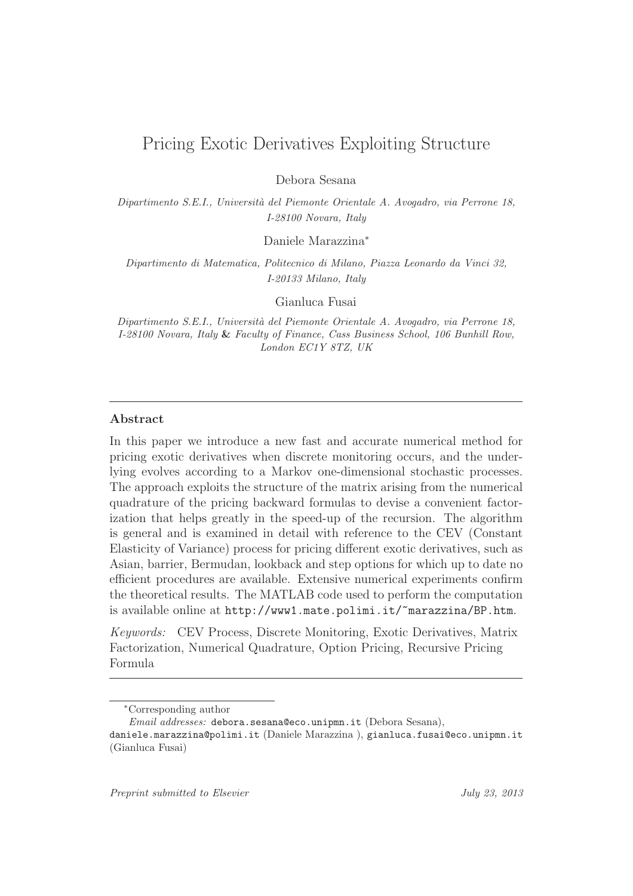# Pricing Exotic Derivatives Exploiting Structure

Debora Sesana

*Dipartimento S.E.I., Università del Piemonte Orientale A. Avogadro, via Perrone 18, I-28100 Novara, Italy*

Daniele Marazzina*

*Dipartimento di Matematica, Politecnico di Milano, Piazza Leonardo da Vinci 32, I-20133 Milano, Italy*

Gianluca Fusai

*Dipartimento S.E.I., Università del Piemonte Orientale A. Avogadro, via Perrone 18, I-28100 Novara, Italy* & *Faculty of Finance, Cass Business School, 106 Bunhill Row, London EC1Y 8TZ, UK*

---

## Abstract

In this paper we introduce a new fast and accurate numerical method for pricing exotic derivatives when discrete monitoring occurs, and the underlying evolves according to a Markov one-dimensional stochastic processes. The approach exploits the structure of the matrix arising from the numerical quadrature of the pricing backward formulas to devise a convenient factorization that helps greatly in the speed-up of the recursion. The algorithm is general and is examined in detail with reference to the CEV (Constant Elasticity of Variance) process for pricing different exotic derivatives, such as Asian, barrier, Bermudan, lookback and step options for which up to date no efficient procedures are available. Extensive numerical experiments confirm the theoretical results. The MATLAB code used to perform the computation is available online at http://www1.mate.polimi.it/~marazzina/BP.htm.

*Keywords:* CEV Process, Discrete Monitoring, Exotic Derivatives, Matrix Factorization, Numerical Quadrature, Option Pricing, Recursive Pricing Formula

---

*Corresponding author

*Email addresses:* debora.sesana@eco.unipmn.it (Debora Sesana), daniele.marazzina@polimi.it (Daniele Marazzina ), gianluca.fusai@eco.unipmn.it (Gianluca Fusai)

*Preprint submitted to Elsevier* *July 23, 2013*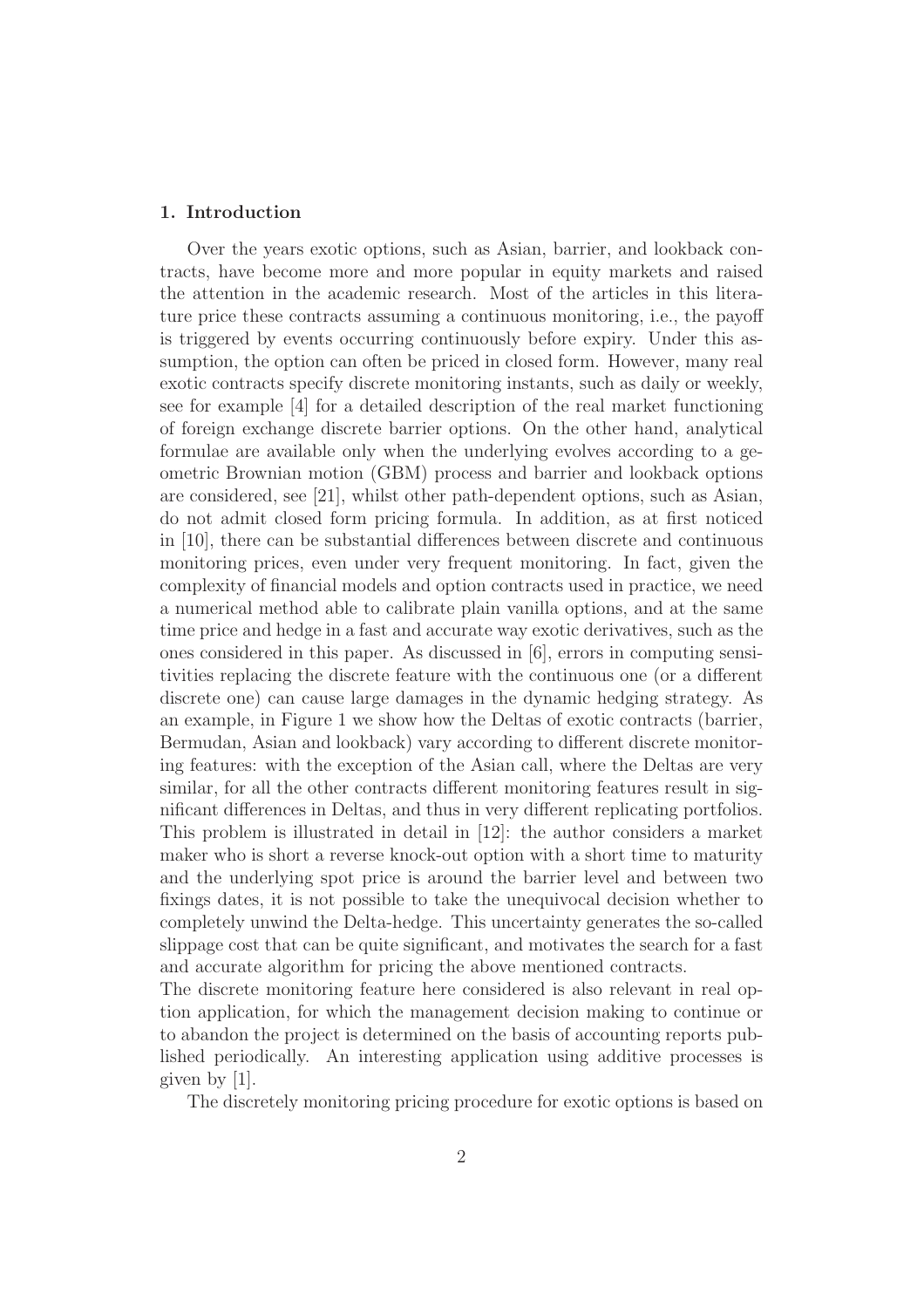## 1. Introduction

Over the years exotic options, such as Asian, barrier, and lookback contracts, have become more and more popular in equity markets and raised the attention in the academic research. Most of the articles in this literature price these contracts assuming a continuous monitoring, i.e., the payoff is triggered by events occurring continuously before expiry. Under this assumption, the option can often be priced in closed form. However, many real exotic contracts specify discrete monitoring instants, such as daily or weekly, see for example [4] for a detailed description of the real market functioning of foreign exchange discrete barrier options. On the other hand, analytical formulae are available only when the underlying evolves according to a geometric Brownian motion (GBM) process and barrier and lookback options are considered, see [21], whilst other path-dependent options, such as Asian, do not admit closed form pricing formula. In addition, as at first noticed in [10], there can be substantial differences between discrete and continuous monitoring prices, even under very frequent monitoring. In fact, given the complexity of financial models and option contracts used in practice, we need a numerical method able to calibrate plain vanilla options, and at the same time price and hedge in a fast and accurate way exotic derivatives, such as the ones considered in this paper. As discussed in [6], errors in computing sensitivities replacing the discrete feature with the continuous one (or a different discrete one) can cause large damages in the dynamic hedging strategy. As an example, in Figure 1 we show how the Deltas of exotic contracts (barrier, Bermudan, Asian and lookback) vary according to different discrete monitoring features: with the exception of the Asian call, where the Deltas are very similar, for all the other contracts different monitoring features result in significant differences in Deltas, and thus in very different replicating portfolios. This problem is illustrated in detail in [12]: the author considers a market maker who is short a reverse knock-out option with a short time to maturity and the underlying spot price is around the barrier level and between two fixings dates, it is not possible to take the unequivocal decision whether to completely unwind the Delta-hedge. This uncertainty generates the so-called slippage cost that can be quite significant, and motivates the search for a fast and accurate algorithm for pricing the above mentioned contracts.

The discrete monitoring feature here considered is also relevant in real option application, for which the management decision making to continue or to abandon the project is determined on the basis of accounting reports published periodically. An interesting application using additive processes is given by [1].

The discretely monitoring pricing procedure for exotic options is based on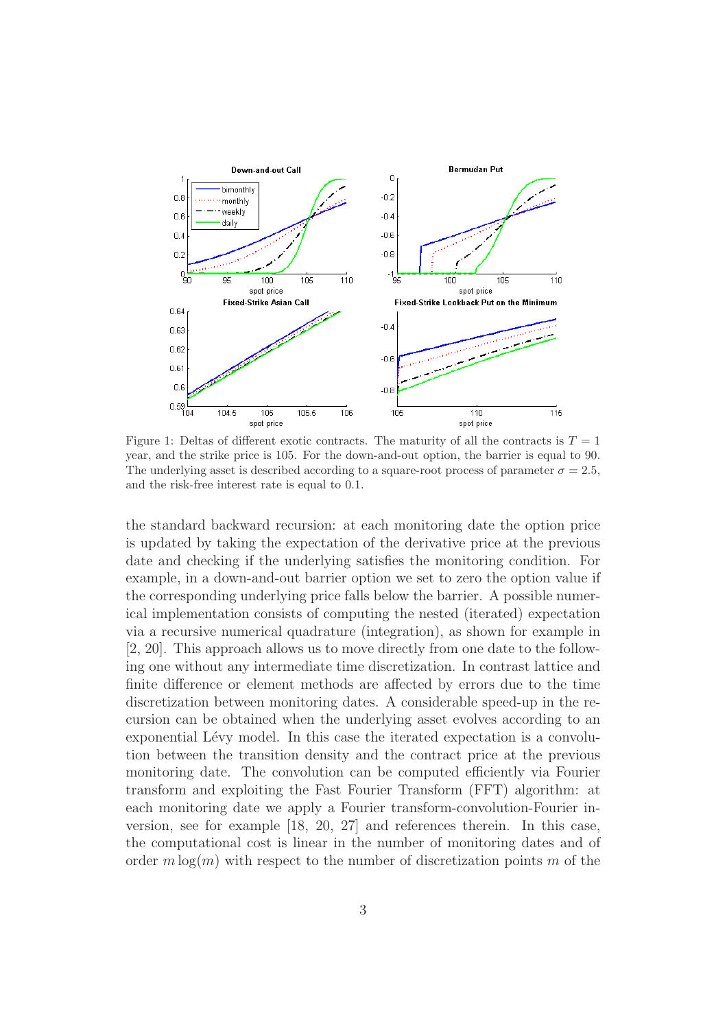Figure 1: Deltas of different exotic contracts. The maturity of all the contracts is $T = 1$ year, and the strike price is 105. For the down-and-out option, the barrier is equal to 90. The underlying asset is described according to a square-root process of parameter $\sigma = 2.5$, and the risk-free interest rate is equal to 0.1.

the standard backward recursion: at each monitoring date the option price is updated by taking the expectation of the derivative price at the previous date and checking if the underlying satisfies the monitoring condition. For example, in a down-and-out barrier option we set to zero the option value if the corresponding underlying price falls below the barrier. A possible numerical implementation consists of computing the nested (iterated) expectation via a recursive numerical quadrature (integration), as shown for example in [2, 20]. This approach allows us to move directly from one date to the following one without any intermediate time discretization. In contrast lattice and finite difference or element methods are affected by errors due to the time discretization between monitoring dates. A considerable speed-up in the recursion can be obtained when the underlying asset evolves according to an exponential Lévy model. In this case the iterated expectation is a convolution between the transition density and the contract price at the previous monitoring date. The convolution can be computed efficiently via Fourier transform and exploiting the Fast Fourier Transform (FFT) algorithm: at each monitoring date we apply a Fourier transform-convolution-Fourier inversion, see for example [18, 20, 27] and references therein. In this case, the computational cost is linear in the number of monitoring dates and of order $m \log(m)$ with respect to the number of discretization points $m$ of the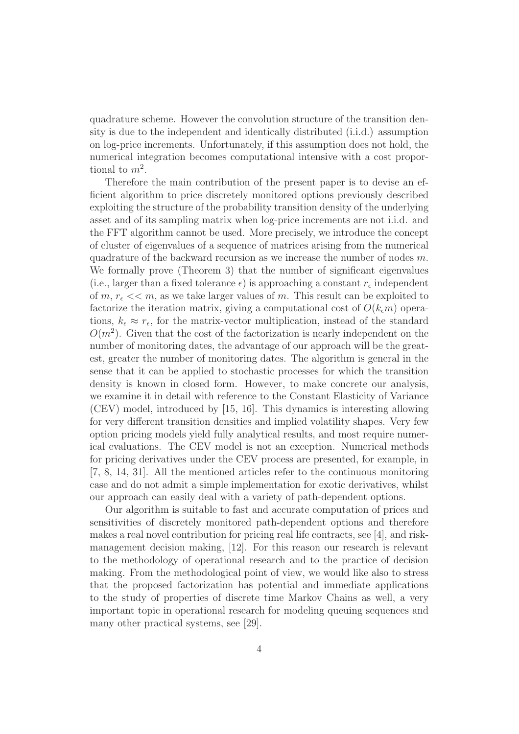quadrature scheme. However the convolution structure of the transition density is due to the independent and identically distributed (i.i.d.) assumption on log-price increments. Unfortunately, if this assumption does not hold, the numerical integration becomes computational intensive with a cost proportional to $m^2$.

Therefore the main contribution of the present paper is to devise an efficient algorithm to price discretely monitored options previously described exploiting the structure of the probability transition density of the underlying asset and of its sampling matrix when log-price increments are not i.i.d. and the FFT algorithm cannot be used. More precisely, we introduce the concept of cluster of eigenvalues of a sequence of matrices arising from the numerical quadrature of the backward recursion as we increase the number of nodes $m$. We formally prove (Theorem 3) that the number of significant eigenvalues (i.e., larger than a fixed tolerance $\epsilon$) is approaching a constant $r_\epsilon$ independent of $m$, $r_\epsilon << m$, as we take larger values of $m$. This result can be exploited to factorize the iteration matrix, giving a computational cost of $O(k_\epsilon m)$ operations, $k_\epsilon \approx r_\epsilon$, for the matrix-vector multiplication, instead of the standard $O(m^2)$. Given that the cost of the factorization is nearly independent on the number of monitoring dates, the advantage of our approach will be the greatest, greater the number of monitoring dates. The algorithm is general in the sense that it can be applied to stochastic processes for which the transition density is known in closed form. However, to make concrete our analysis, we examine it in detail with reference to the Constant Elasticity of Variance (CEV) model, introduced by [15, 16]. This dynamics is interesting allowing for very different transition densities and implied volatility shapes. Very few option pricing models yield fully analytical results, and most require numerical evaluations. The CEV model is not an exception. Numerical methods for pricing derivatives under the CEV process are presented, for example, in [7, 8, 14, 31]. All the mentioned articles refer to the continuous monitoring case and do not admit a simple implementation for exotic derivatives, whilst our approach can easily deal with a variety of path-dependent options.

Our algorithm is suitable to fast and accurate computation of prices and sensitivities of discretely monitored path-dependent options and therefore makes a real novel contribution for pricing real life contracts, see [4], and risk-management decision making, [12]. For this reason our research is relevant to the methodology of operational research and to the practice of decision making. From the methodological point of view, we would like also to stress that the proposed factorization has potential and immediate applications to the study of properties of discrete time Markov Chains as well, a very important topic in operational research for modeling queuing sequences and many other practical systems, see [29].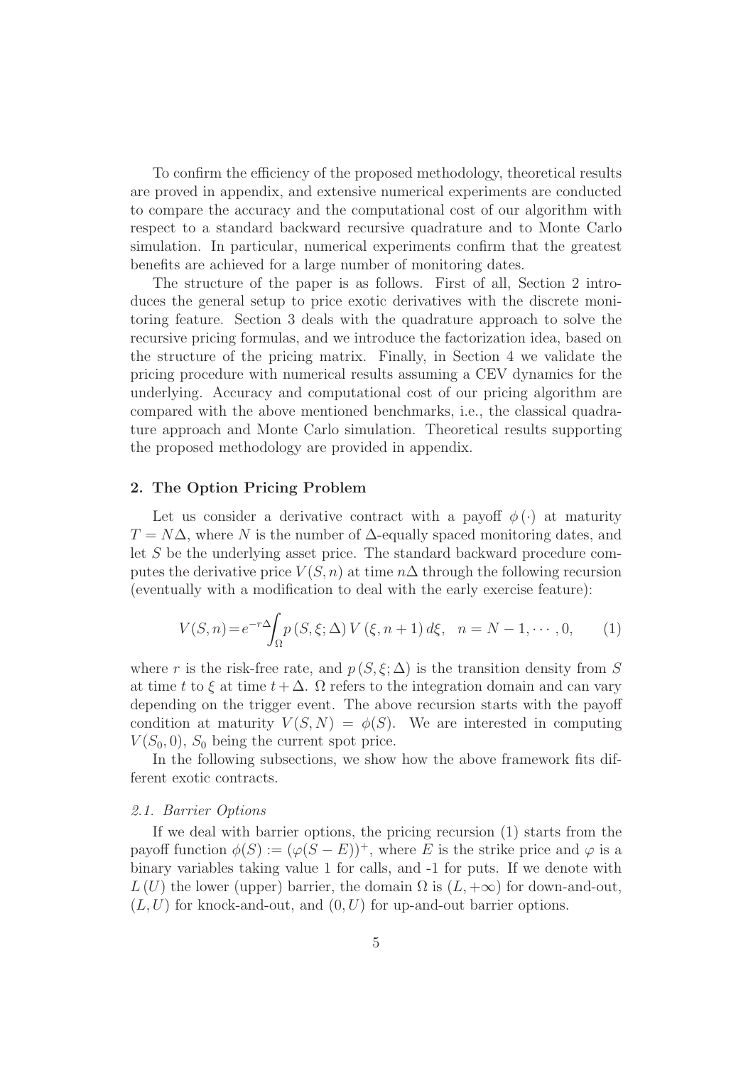To confirm the efficiency of the proposed methodology, theoretical results are proved in appendix, and extensive numerical experiments are conducted to compare the accuracy and the computational cost of our algorithm with respect to a standard backward recursive quadrature and to Monte Carlo simulation. In particular, numerical experiments confirm that the greatest benefits are achieved for a large number of monitoring dates.

The structure of the paper is as follows. First of all, Section 2 introduces the general setup to price exotic derivatives with the discrete monitoring feature. Section 3 deals with the quadrature approach to solve the recursive pricing formulas, and we introduce the factorization idea, based on the structure of the pricing matrix. Finally, in Section 4 we validate the pricing procedure with numerical results assuming a CEV dynamics for the underlying. Accuracy and computational cost of our pricing algorithm are compared with the above mentioned benchmarks, i.e., the classical quadrature approach and Monte Carlo simulation. Theoretical results supporting the proposed methodology are provided in appendix.

## 2. The Option Pricing Problem

Let us consider a derivative contract with a payoff $\phi(\cdot)$ at maturity $T = N\Delta$, where $N$ is the number of $\Delta$-equally spaced monitoring dates, and let $S$ be the underlying asset price. The standard backward procedure computes the derivative price $V(S, n)$ at time $n\Delta$ through the following recursion (eventually with a modification to deal with the early exercise feature):

$$V(S,n) = e^{-r\Delta} \int_{\Omega} p\,(S, \xi; \Delta)\, V\,(\xi, n+1)\, d\xi, \quad n = N-1, \cdots, 0, \qquad (1)$$

where $r$ is the risk-free rate, and $p\,(S, \xi; \Delta)$ is the transition density from $S$ at time $t$ to $\xi$ at time $t + \Delta$. $\Omega$ refers to the integration domain and can vary depending on the trigger event. The above recursion starts with the payoff condition at maturity $V(S, N) = \phi(S)$. We are interested in computing $V(S_0, 0)$, $S_0$ being the current spot price.

In the following subsections, we show how the above framework fits different exotic contracts.

### *2.1. Barrier Options*

If we deal with barrier options, the pricing recursion (1) starts from the payoff function $\phi(S) := (\varphi(S - E))^+$, where $E$ is the strike price and $\varphi$ is a binary variables taking value 1 for calls, and -1 for puts. If we denote with $L\,(U)$ the lower (upper) barrier, the domain $\Omega$ is $(L, +\infty)$ for down-and-out, $(L, U)$ for knock-and-out, and $(0, U)$ for up-and-out barrier options.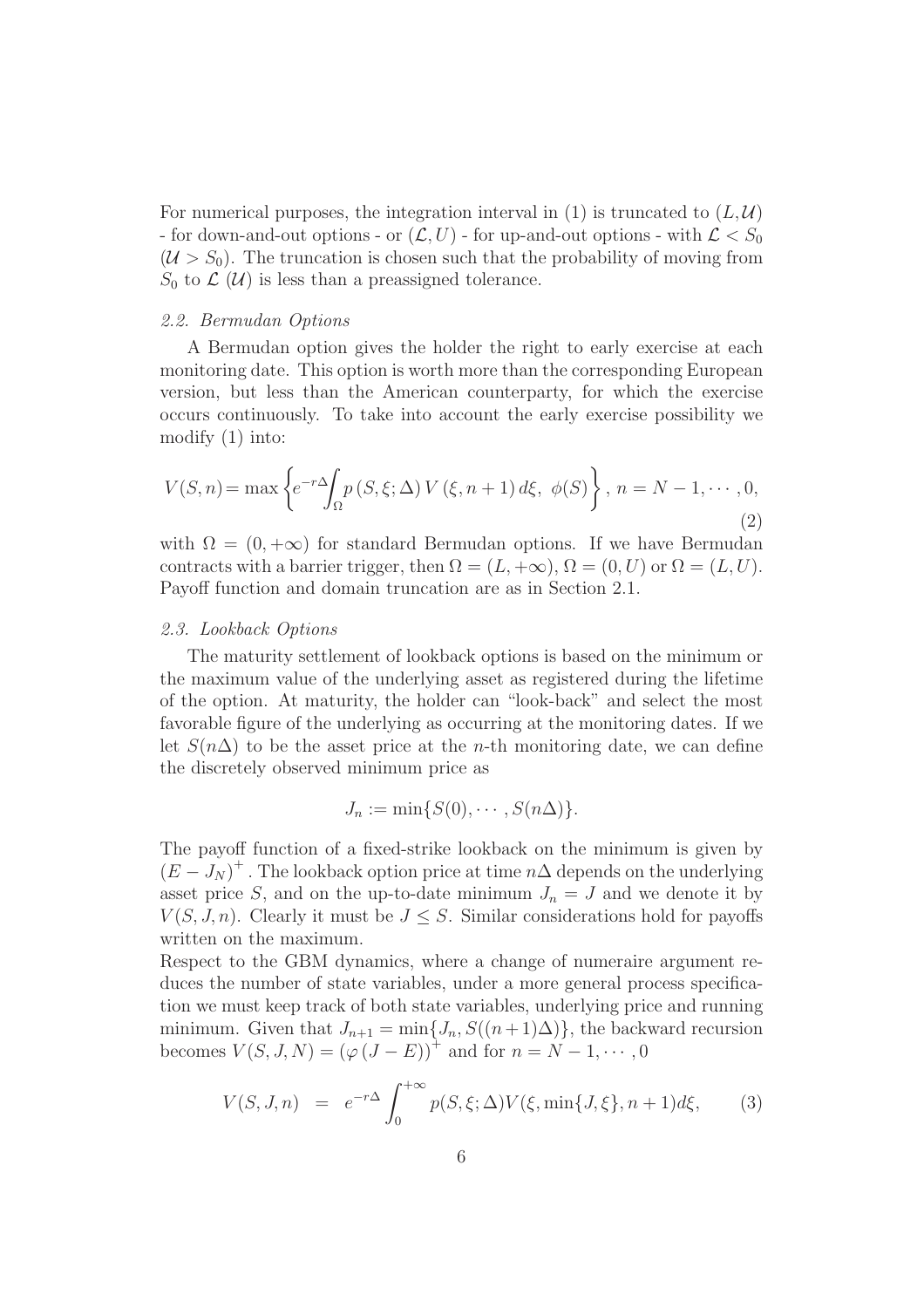For numerical purposes, the integration interval in (1) is truncated to $(L, \mathcal{U})$ - for down-and-out options - or $(\mathcal{L}, U)$ - for up-and-out options - with $\mathcal{L} < S_0$ $(\mathcal{U} > S_0)$. The truncation is chosen such that the probability of moving from $S_0$ to $\mathcal{L}$ $(\mathcal{U})$ is less than a preassigned tolerance.

### *2.2. Bermudan Options*

A Bermudan option gives the holder the right to early exercise at each monitoring date. This option is worth more than the corresponding European version, but less than the American counterparty, for which the exercise occurs continuously. To take into account the early exercise possibility we modify (1) into:

$$V(S, n) = \max \left\{ e^{-r\Delta} \int_{\Omega} p\left(S, \xi; \Delta\right) V\left(\xi, n+1\right) d\xi,\ \phi(S) \right\},\ n = N-1, \cdots, 0, \tag{2}$$

with $\Omega = (0, +\infty)$ for standard Bermudan options. If we have Bermudan contracts with a barrier trigger, then $\Omega = (L, +\infty)$, $\Omega = (0, U)$ or $\Omega = (L, U)$. Payoff function and domain truncation are as in Section 2.1.

### *2.3. Lookback Options*

The maturity settlement of lookback options is based on the minimum or the maximum value of the underlying asset as registered during the lifetime of the option. At maturity, the holder can "look-back" and select the most favorable figure of the underlying as occurring at the monitoring dates. If we let $S(n\Delta)$ to be the asset price at the $n$-th monitoring date, we can define the discretely observed minimum price as

$$J_n := \min\{S(0), \cdots, S(n\Delta)\}.$$

The payoff function of a fixed-strike lookback on the minimum is given by $(E - J_N)^+$. The lookback option price at time $n\Delta$ depends on the underlying asset price $S$, and on the up-to-date minimum $J_n = J$ and we denote it by $V(S, J, n)$. Clearly it must be $J \leq S$. Similar considerations hold for payoffs written on the maximum.

Respect to the GBM dynamics, where a change of numeraire argument reduces the number of state variables, under a more general process specification we must keep track of both state variables, underlying price and running minimum. Given that $J_{n+1} = \min\{J_n, S((n+1)\Delta)\}$, the backward recursion becomes $V(S, J, N) = (\varphi\,(J - E))^+$ and for $n = N-1, \cdots, 0$

$$V(S, J, n) \;\; = \;\; e^{-r\Delta} \int_0^{+\infty} p(S, \xi; \Delta) V(\xi, \min\{J, \xi\}, n+1) d\xi, \tag{3}$$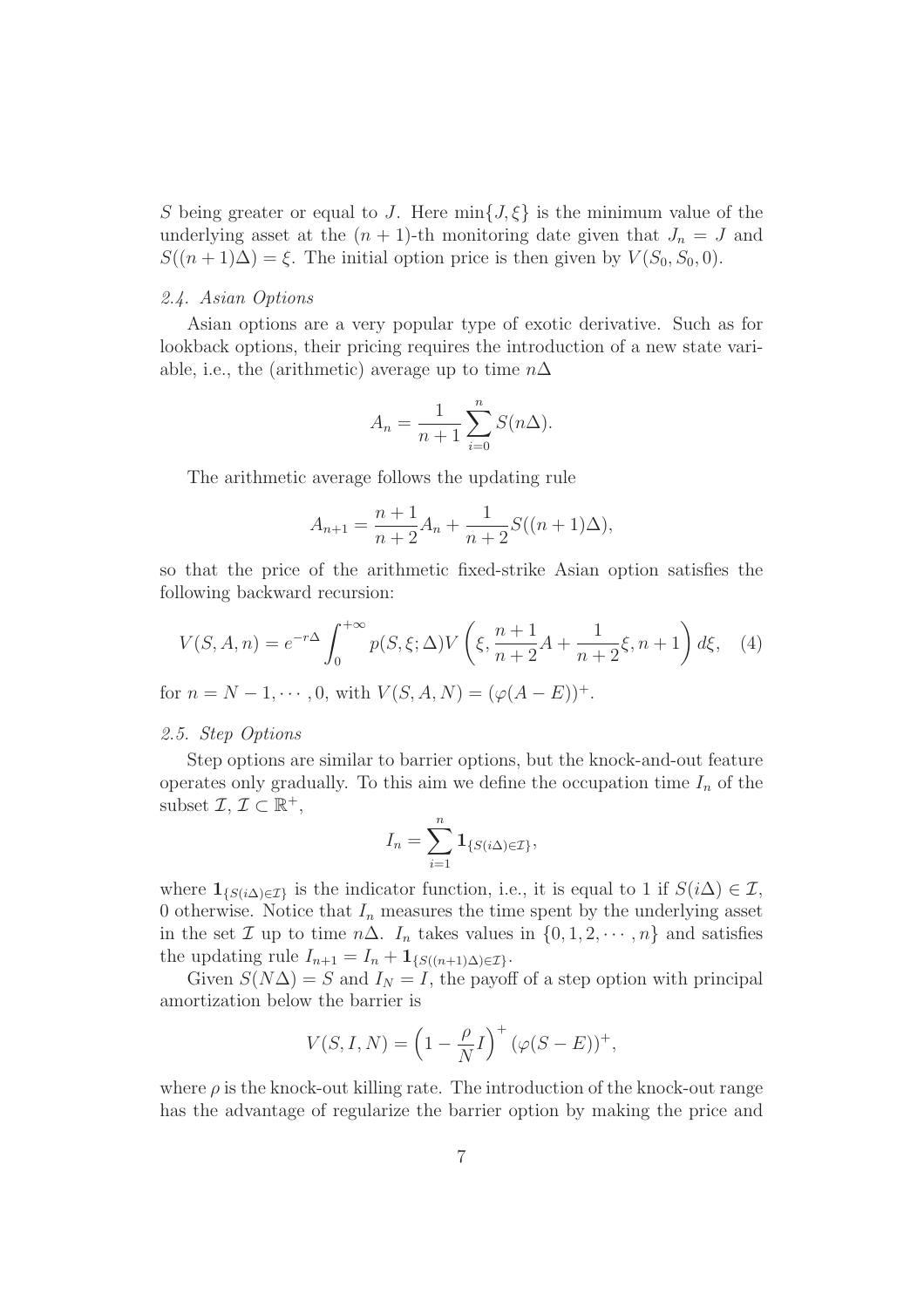$S$ being greater or equal to $J$. Here $\min\{J, \xi\}$ is the minimum value of the underlying asset at the $(n+1)$-th monitoring date given that $J_n = J$ and $S((n+1)\Delta) = \xi$. The initial option price is then given by $V(S_0, S_0, 0)$.

### *2.4. Asian Options*

Asian options are a very popular type of exotic derivative. Such as for lookback options, their pricing requires the introduction of a new state variable, i.e., the (arithmetic) average up to time $n\Delta$

$$A_n = \frac{1}{n+1} \sum_{i=0}^{n} S(n\Delta).$$

The arithmetic average follows the updating rule

$$A_{n+1} = \frac{n+1}{n+2} A_n + \frac{1}{n+2} S((n+1)\Delta),$$

so that the price of the arithmetic fixed-strike Asian option satisfies the following backward recursion:

$$V(S, A, n) = e^{-r\Delta} \int_0^{+\infty} p(S, \xi; \Delta) V\left(\xi, \frac{n+1}{n+2} A + \frac{1}{n+2}\xi, n+1\right) d\xi, \quad (4)$$

for $n = N-1, \cdots, 0$, with $V(S, A, N) = (\varphi(A - E))^+$.

### *2.5. Step Options*

Step options are similar to barrier options, but the knock-and-out feature operates only gradually. To this aim we define the occupation time $I_n$ of the subset $\mathcal{I}$, $\mathcal{I} \subset \mathbb{R}^+$,

$$I_n = \sum_{i=1}^{n} \mathbf{1}_{\{S(i\Delta) \in \mathcal{I}\}},$$

where $\mathbf{1}_{\{S(i\Delta) \in \mathcal{I}\}}$ is the indicator function, i.e., it is equal to 1 if $S(i\Delta) \in \mathcal{I}$, 0 otherwise. Notice that $I_n$ measures the time spent by the underlying asset in the set $\mathcal{I}$ up to time $n\Delta$. $I_n$ takes values in $\{0, 1, 2, \cdots, n\}$ and satisfies the updating rule $I_{n+1} = I_n + \mathbf{1}_{\{S((n+1)\Delta) \in \mathcal{I}\}}$.

Given $S(N\Delta) = S$ and $I_N = I$, the payoff of a step option with principal amortization below the barrier is

$$V(S, I, N) = \left(1 - \frac{\rho}{N} I\right)^+ (\varphi(S - E))^+,$$

where $\rho$ is the knock-out killing rate. The introduction of the knock-out range has the advantage of regularize the barrier option by making the price and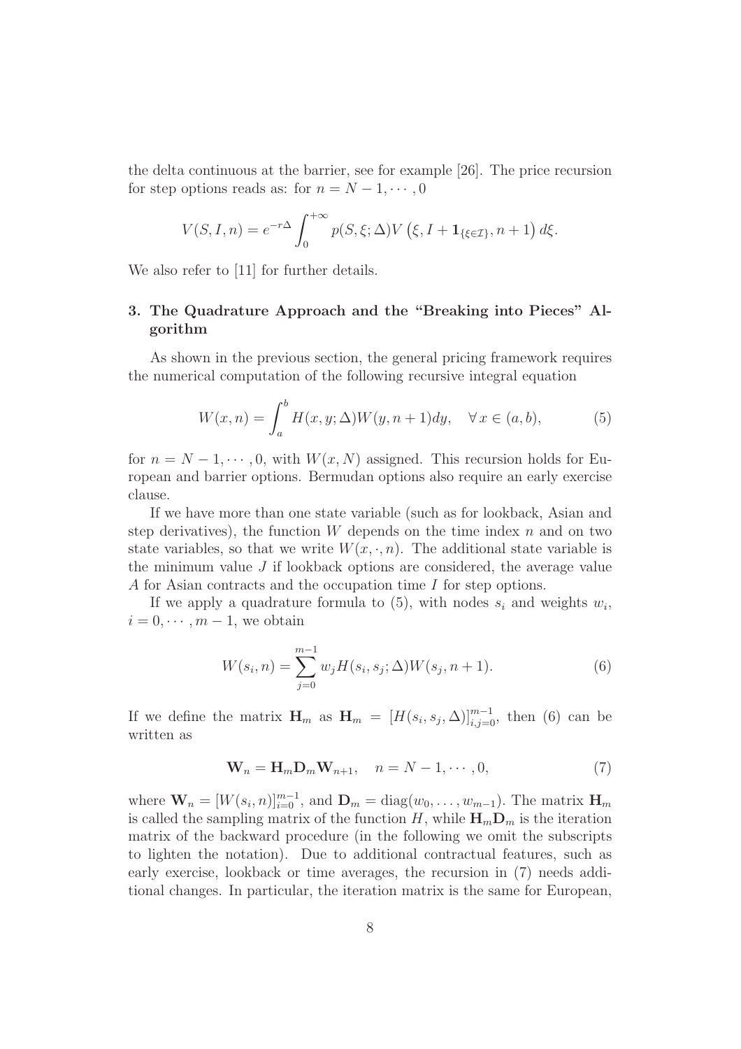the delta continuous at the barrier, see for example [26]. The price recursion for step options reads as: for $n = N-1, \cdots, 0$

$$V(S, I, n) = e^{-r\Delta} \int_0^{+\infty} p(S, \xi; \Delta) V\left(\xi, I + \mathbf{1}_{\{\xi \in \mathcal{I}\}}, n+1\right) d\xi.$$

We also refer to [11] for further details.

## 3. The Quadrature Approach and the "Breaking into Pieces" Algorithm

As shown in the previous section, the general pricing framework requires the numerical computation of the following recursive integral equation

$$W(x, n) = \int_a^b H(x, y; \Delta) W(y, n+1) dy, \quad \forall\, x \in (a, b), \tag{5}$$

for $n = N-1, \cdots, 0$, with $W(x, N)$ assigned. This recursion holds for European and barrier options. Bermudan options also require an early exercise clause.

If we have more than one state variable (such as for lookback, Asian and step derivatives), the function $W$ depends on the time index $n$ and on two state variables, so that we write $W(x, \cdot, n)$. The additional state variable is the minimum value $J$ if lookback options are considered, the average value $A$ for Asian contracts and the occupation time $I$ for step options.

If we apply a quadrature formula to (5), with nodes $s_i$ and weights $w_i$, $i = 0, \cdots, m-1$, we obtain

$$W(s_i, n) = \sum_{j=0}^{m-1} w_j H(s_i, s_j; \Delta) W(s_j, n+1). \tag{6}$$

If we define the matrix $\mathbf{H}_m$ as $\mathbf{H}_m = [H(s_i, s_j, \Delta)]_{i,j=0}^{m-1}$, then (6) can be written as

$$\mathbf{W}_n = \mathbf{H}_m \mathbf{D}_m \mathbf{W}_{n+1}, \quad n = N-1, \cdots, 0, \tag{7}$$

where $\mathbf{W}_n = [W(s_i, n)]_{i=0}^{m-1}$, and $\mathbf{D}_m = \mathrm{diag}(w_0, \ldots, w_{m-1})$. The matrix $\mathbf{H}_m$ is called the sampling matrix of the function $H$, while $\mathbf{H}_m \mathbf{D}_m$ is the iteration matrix of the backward procedure (in the following we omit the subscripts to lighten the notation). Due to additional contractual features, such as early exercise, lookback or time averages, the recursion in (7) needs additional changes. In particular, the iteration matrix is the same for European,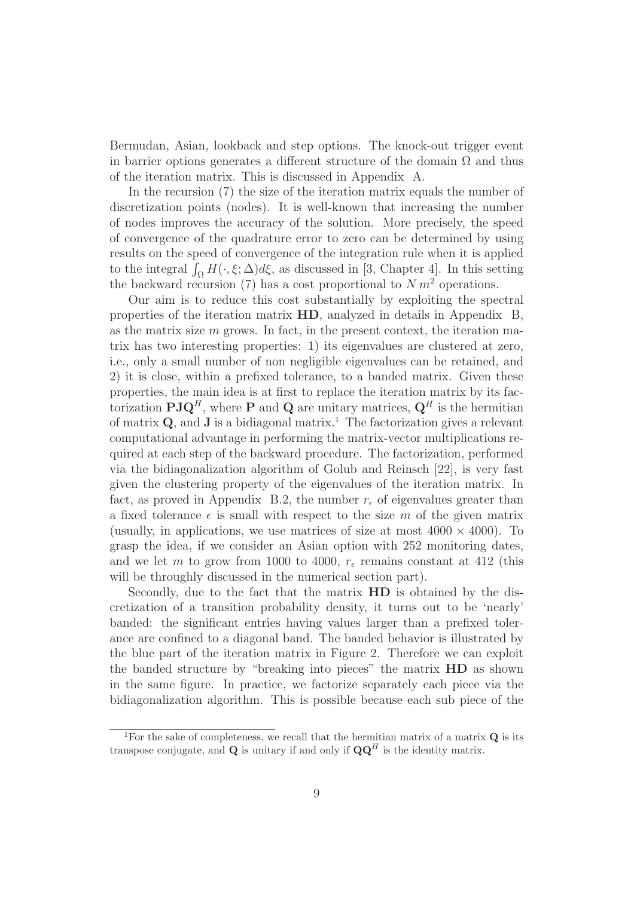Bermudan, Asian, lookback and step options. The knock-out trigger event in barrier options generates a different structure of the domain $\Omega$ and thus of the iteration matrix. This is discussed in Appendix A.

In the recursion (7) the size of the iteration matrix equals the number of discretization points (nodes). It is well-known that increasing the number of nodes improves the accuracy of the solution. More precisely, the speed of convergence of the quadrature error to zero can be determined by using results on the speed of convergence of the integration rule when it is applied to the integral $\int_{\Omega} H(\cdot, \xi; \Delta) d\xi$, as discussed in [3, Chapter 4]. In this setting the backward recursion (7) has a cost proportional to $N\, m^2$ operations.

Our aim is to reduce this cost substantially by exploiting the spectral properties of the iteration matrix $\mathbf{HD}$, analyzed in details in Appendix B, as the matrix size $m$ grows. In fact, in the present context, the iteration matrix has two interesting properties: 1) its eigenvalues are clustered at zero, i.e., only a small number of non negligible eigenvalues can be retained, and 2) it is close, within a prefixed tolerance, to a banded matrix. Given these properties, the main idea is at first to replace the iteration matrix by its factorization $\mathbf{PJQ}^H$, where $\mathbf{P}$ and $\mathbf{Q}$ are unitary matrices, $\mathbf{Q}^H$ is the hermitian of matrix $\mathbf{Q}$, and $\mathbf{J}$ is a bidiagonal matrix.[1] The factorization gives a relevant computational advantage in performing the matrix-vector multiplications required at each step of the backward procedure. The factorization, performed via the bidiagonalization algorithm of Golub and Reinsch [22], is very fast given the clustering property of the eigenvalues of the iteration matrix. In fact, as proved in Appendix B.2, the number $r_\epsilon$ of eigenvalues greater than a fixed tolerance $\epsilon$ is small with respect to the size $m$ of the given matrix (usually, in applications, we use matrices of size at most $4000 \times 4000$). To grasp the idea, if we consider an Asian option with 252 monitoring dates, and we let $m$ to grow from 1000 to 4000, $r_\epsilon$ remains constant at 412 (this will be throughly discussed in the numerical section part).

Secondly, due to the fact that the matrix $\mathbf{HD}$ is obtained by the discretization of a transition probability density, it turns out to be 'nearly' banded: the significant entries having values larger than a prefixed tolerance are confined to a diagonal band. The banded behavior is illustrated by the blue part of the iteration matrix in Figure 2. Therefore we can exploit the banded structure by "breaking into pieces" the matrix $\mathbf{HD}$ as shown in the same figure. In practice, we factorize separately each piece via the bidiagonalization algorithm. This is possible because each sub piece of the

[1] For the sake of completeness, we recall that the hermitian matrix of a matrix $\mathbf{Q}$ is its transpose conjugate, and $\mathbf{Q}$ is unitary if and only if $\mathbf{QQ}^H$ is the identity matrix.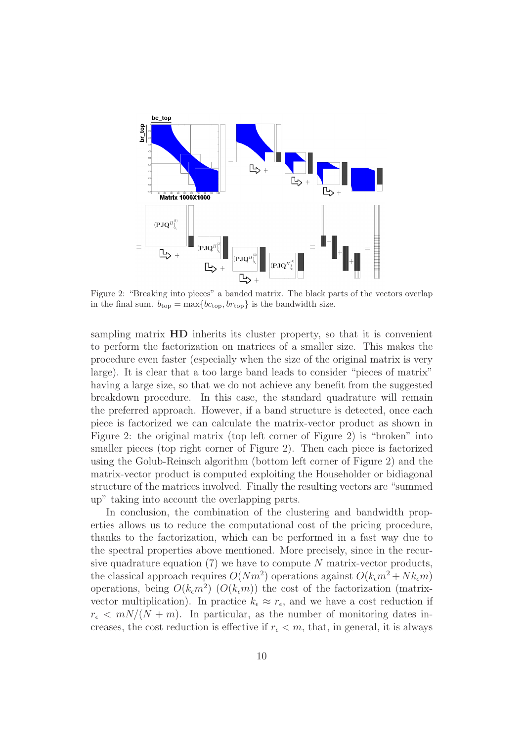Figure 2: "Breaking into pieces" a banded matrix. The black parts of the vectors overlap in the final sum. $b_{\text{top}} = \max\{bc_{\text{top}}, br_{\text{top}}\}$ is the bandwidth size.

sampling matrix **HD** inherits its cluster property, so that it is convenient to perform the factorization on matrices of a smaller size. This makes the procedure even faster (especially when the size of the original matrix is very large). It is clear that a too large band leads to consider "pieces of matrix" having a large size, so that we do not achieve any benefit from the suggested breakdown procedure. In this case, the standard quadrature will remain the preferred approach. However, if a band structure is detected, once each piece is factorized we can calculate the matrix-vector product as shown in Figure 2: the original matrix (top left corner of Figure 2) is "broken" into smaller pieces (top right corner of Figure 2). Then each piece is factorized using the Golub-Reinsch algorithm (bottom left corner of Figure 2) and the matrix-vector product is computed exploiting the Householder or bidiagonal structure of the matrices involved. Finally the resulting vectors are "summed up" taking into account the overlapping parts.

In conclusion, the combination of the clustering and bandwidth properties allows us to reduce the computational cost of the pricing procedure, thanks to the factorization, which can be performed in a fast way due to the spectral properties above mentioned. More precisely, since in the recursive quadrature equation (7) we have to compute $N$ matrix-vector products, the classical approach requires $O(Nm^2)$ operations against $O(k_\epsilon m^2 + Nk_\epsilon m)$ operations, being $O(k_\epsilon m^2)$ ($O(k_\epsilon m)$) the cost of the factorization (matrix-vector multiplication). In practice $k_\epsilon \approx r_\epsilon$, and we have a cost reduction if $r_\epsilon < mN/(N+m)$. In particular, as the number of monitoring dates increases, the cost reduction is effective if $r_\epsilon < m$, that, in general, it is always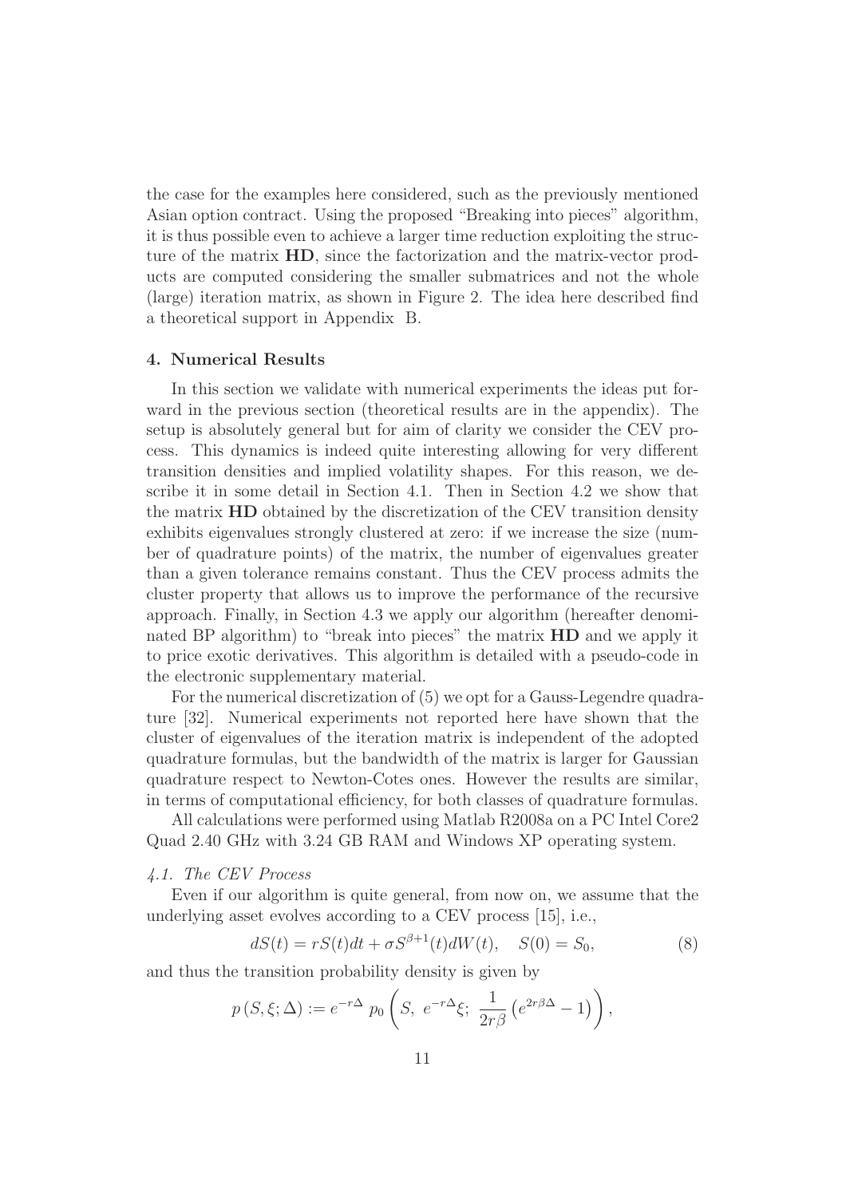the case for the examples here considered, such as the previously mentioned Asian option contract. Using the proposed "Breaking into pieces" algorithm, it is thus possible even to achieve a larger time reduction exploiting the structure of the matrix **HD**, since the factorization and the matrix-vector products are computed considering the smaller submatrices and not the whole (large) iteration matrix, as shown in Figure 2. The idea here described find a theoretical support in Appendix B.

## 4. Numerical Results

In this section we validate with numerical experiments the ideas put forward in the previous section (theoretical results are in the appendix). The setup is absolutely general but for aim of clarity we consider the CEV process. This dynamics is indeed quite interesting allowing for very different transition densities and implied volatility shapes. For this reason, we describe it in some detail in Section 4.1. Then in Section 4.2 we show that the matrix **HD** obtained by the discretization of the CEV transition density exhibits eigenvalues strongly clustered at zero: if we increase the size (number of quadrature points) of the matrix, the number of eigenvalues greater than a given tolerance remains constant. Thus the CEV process admits the cluster property that allows us to improve the performance of the recursive approach. Finally, in Section 4.3 we apply our algorithm (hereafter denominated BP algorithm) to "break into pieces" the matrix **HD** and we apply it to price exotic derivatives. This algorithm is detailed with a pseudo-code in the electronic supplementary material.

For the numerical discretization of (5) we opt for a Gauss-Legendre quadrature [32]. Numerical experiments not reported here have shown that the cluster of eigenvalues of the iteration matrix is independent of the adopted quadrature formulas, but the bandwidth of the matrix is larger for Gaussian quadrature respect to Newton-Cotes ones. However the results are similar, in terms of computational efficiency, for both classes of quadrature formulas.

All calculations were performed using Matlab R2008a on a PC Intel Core2 Quad 2.40 GHz with 3.24 GB RAM and Windows XP operating system.

### *4.1. The CEV Process*

Even if our algorithm is quite general, from now on, we assume that the underlying asset evolves according to a CEV process [15], i.e.,

$$dS(t) = rS(t)dt + \sigma S^{\beta+1}(t)dW(t), \quad S(0) = S_0, \tag{8}$$

and thus the transition probability density is given by

$$p\left(S, \xi; \Delta\right) := e^{-r\Delta}\ p_0\left(S,\ e^{-r\Delta}\xi;\ \frac{1}{2r\beta}\left(e^{2r\beta\Delta} - 1\right)\right),$$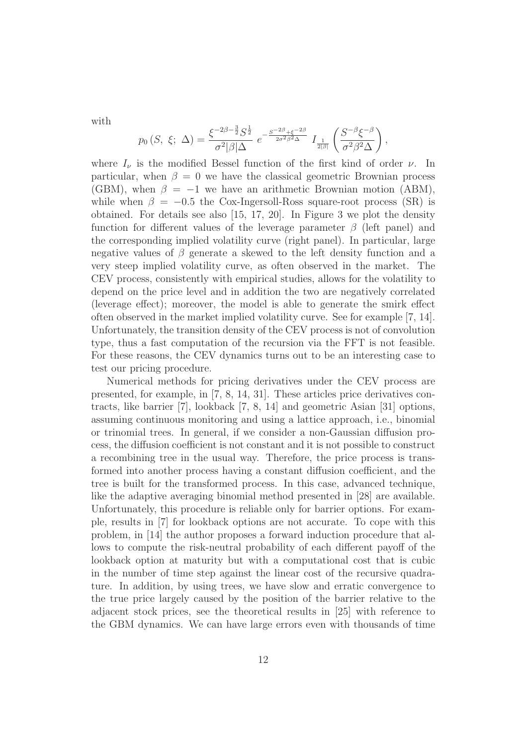with

$$p_0\left(S,\ \xi;\ \Delta\right) = \frac{\xi^{-2\beta-\frac{3}{2}} S^{\frac{1}{2}}}{\sigma^2 |\beta| \Delta}\ e^{-\frac{S^{-2\beta}+\xi^{-2\beta}}{2\sigma^2\beta^2\Delta}}\ I_{\frac{1}{2|\beta|}}\left(\frac{S^{-\beta}\xi^{-\beta}}{\sigma^2\beta^2\Delta}\right),$$

where $I_\nu$ is the modified Bessel function of the first kind of order $\nu$. In particular, when $\beta = 0$ we have the classical geometric Brownian process (GBM), when $\beta = -1$ we have an arithmetic Brownian motion (ABM), while when $\beta = -0.5$ the Cox-Ingersoll-Ross square-root process (SR) is obtained. For details see also [15, 17, 20]. In Figure 3 we plot the density function for different values of the leverage parameter $\beta$ (left panel) and the corresponding implied volatility curve (right panel). In particular, large negative values of $\beta$ generate a skewed to the left density function and a very steep implied volatility curve, as often observed in the market. The CEV process, consistently with empirical studies, allows for the volatility to depend on the price level and in addition the two are negatively correlated (leverage effect); moreover, the model is able to generate the smirk effect often observed in the market implied volatility curve. See for example [7, 14]. Unfortunately, the transition density of the CEV process is not of convolution type, thus a fast computation of the recursion via the FFT is not feasible. For these reasons, the CEV dynamics turns out to be an interesting case to test our pricing procedure.

Numerical methods for pricing derivatives under the CEV process are presented, for example, in [7, 8, 14, 31]. These articles price derivatives contracts, like barrier [7], lookback [7, 8, 14] and geometric Asian [31] options, assuming continuous monitoring and using a lattice approach, i.e., binomial or trinomial trees. In general, if we consider a non-Gaussian diffusion process, the diffusion coefficient is not constant and it is not possible to construct a recombining tree in the usual way. Therefore, the price process is transformed into another process having a constant diffusion coefficient, and the tree is built for the transformed process. In this case, advanced technique, like the adaptive averaging binomial method presented in [28] are available. Unfortunately, this procedure is reliable only for barrier options. For example, results in [7] for lookback options are not accurate. To cope with this problem, in [14] the author proposes a forward induction procedure that allows to compute the risk-neutral probability of each different payoff of the lookback option at maturity but with a computational cost that is cubic in the number of time step against the linear cost of the recursive quadrature. In addition, by using trees, we have slow and erratic convergence to the true price largely caused by the position of the barrier relative to the adjacent stock prices, see the theoretical results in [25] with reference to the GBM dynamics. We can have large errors even with thousands of time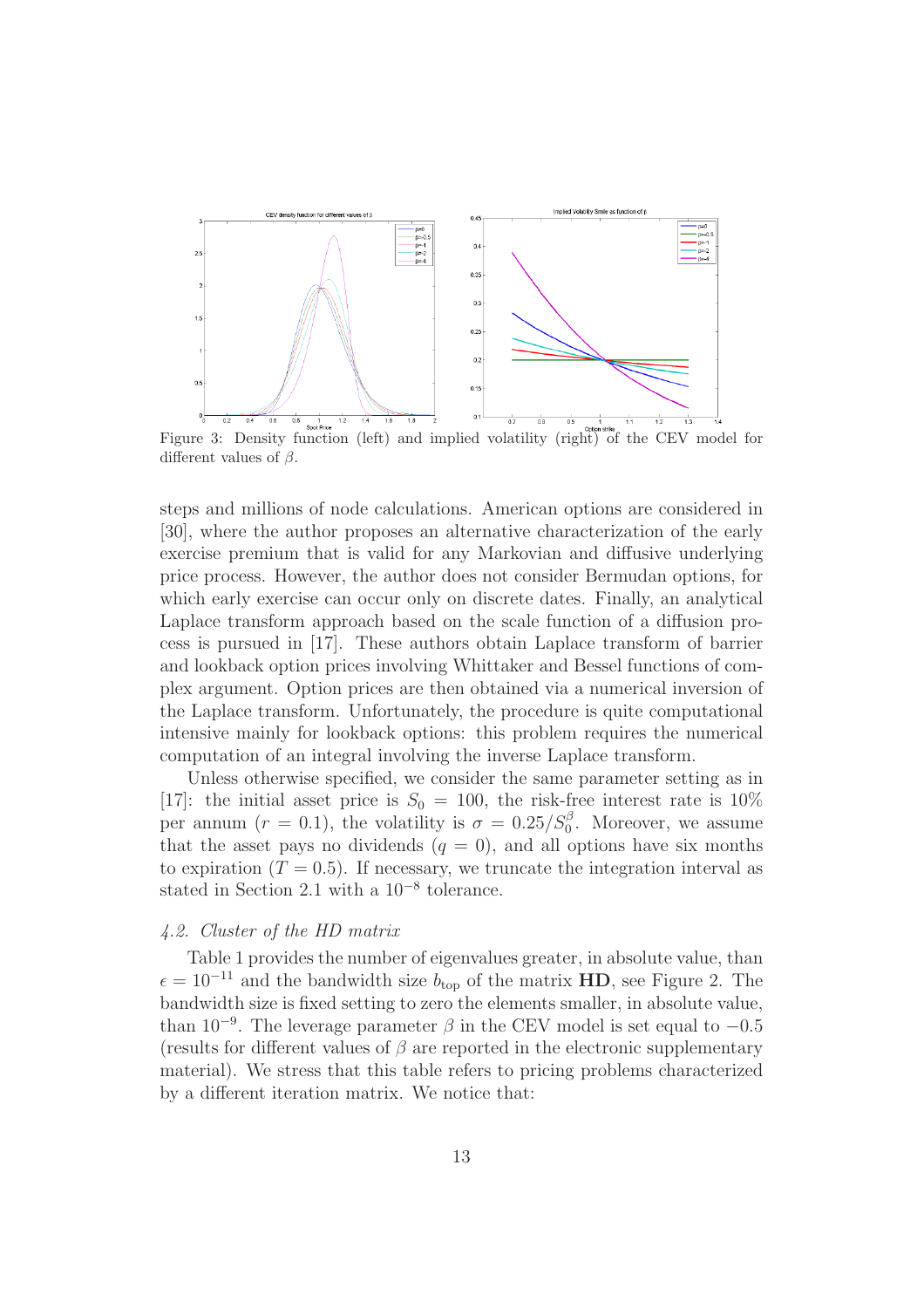Figure 3: Density function (left) and implied volatility (right) of the CEV model for different values of $\beta$.

steps and millions of node calculations. American options are considered in [30], where the author proposes an alternative characterization of the early exercise premium that is valid for any Markovian and diffusive underlying price process. However, the author does not consider Bermudan options, for which early exercise can occur only on discrete dates. Finally, an analytical Laplace transform approach based on the scale function of a diffusion process is pursued in [17]. These authors obtain Laplace transform of barrier and lookback option prices involving Whittaker and Bessel functions of complex argument. Option prices are then obtained via a numerical inversion of the Laplace transform. Unfortunately, the procedure is quite computational intensive mainly for lookback options: this problem requires the numerical computation of an integral involving the inverse Laplace transform.

Unless otherwise specified, we consider the same parameter setting as in [17]: the initial asset price is $S_0 = 100$, the risk-free interest rate is 10% per annum ($r = 0.1$), the volatility is $\sigma = 0.25/S_0^{\beta}$. Moreover, we assume that the asset pays no dividends ($q = 0$), and all options have six months to expiration ($T = 0.5$). If necessary, we truncate the integration interval as stated in Section 2.1 with a $10^{-8}$ tolerance.

### *4.2. Cluster of the HD matrix*

Table 1 provides the number of eigenvalues greater, in absolute value, than $\epsilon = 10^{-11}$ and the bandwidth size $b_{\text{top}}$ of the matrix $\mathbf{HD}$, see Figure 2. The bandwidth size is fixed setting to zero the elements smaller, in absolute value, than $10^{-9}$. The leverage parameter $\beta$ in the CEV model is set equal to $-0.5$ (results for different values of $\beta$ are reported in the electronic supplementary material). We stress that this table refers to pricing problems characterized by a different iteration matrix. We notice that: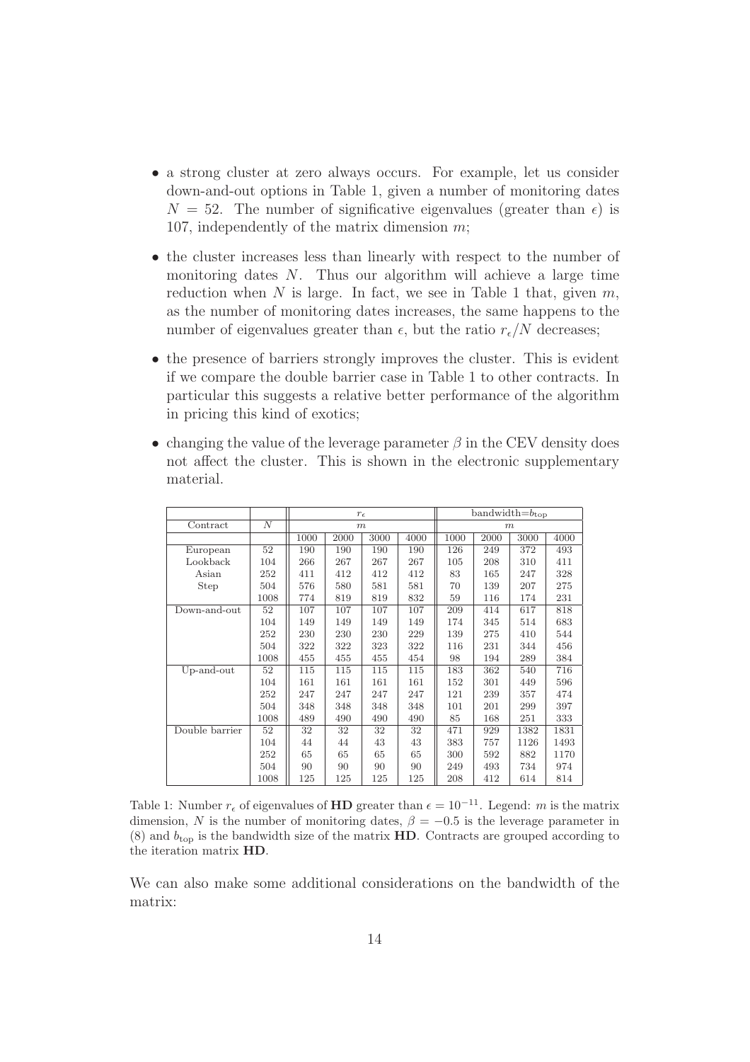- a strong cluster at zero always occurs. For example, let us consider down-and-out options in Table 1, given a number of monitoring dates $N = 52$. The number of significative eigenvalues (greater than $\epsilon$) is 107, independently of the matrix dimension $m$;
- the cluster increases less than linearly with respect to the number of monitoring dates $N$. Thus our algorithm will achieve a large time reduction when $N$ is large. In fact, we see in Table 1 that, given $m$, as the number of monitoring dates increases, the same happens to the number of eigenvalues greater than $\epsilon$, but the ratio $r_\epsilon/N$ decreases;
- the presence of barriers strongly improves the cluster. This is evident if we compare the double barrier case in Table 1 to other contracts. In particular this suggests a relative better performance of the algorithm in pricing this kind of exotics;
- changing the value of the leverage parameter $\beta$ in the CEV density does not affect the cluster. This is shown in the electronic supplementary material.

| | | $r_\epsilon$ | | | | bandwidth=$b_{\text{top}}$ | | | |
|---|---|---|---|---|---|---|---|---|---|
| Contract | $N$ | $m$ | | | | $m$ | | | |
| | | 1000 | 2000 | 3000 | 4000 | 1000 | 2000 | 3000 | 4000 |
| European | 52 | 190 | 190 | 190 | 190 | 126 | 249 | 372 | 493 |
| Lookback | 104 | 266 | 267 | 267 | 267 | 105 | 208 | 310 | 411 |
| Asian | 252 | 411 | 412 | 412 | 412 | 83 | 165 | 247 | 328 |
| Step | 504 | 576 | 580 | 581 | 581 | 70 | 139 | 207 | 275 |
| | 1008 | 774 | 819 | 819 | 832 | 59 | 116 | 174 | 231 |
| Down-and-out | 52 | 107 | 107 | 107 | 107 | 209 | 414 | 617 | 818 |
| | 104 | 149 | 149 | 149 | 149 | 174 | 345 | 514 | 683 |
| | 252 | 230 | 230 | 230 | 229 | 139 | 275 | 410 | 544 |
| | 504 | 322 | 322 | 323 | 322 | 116 | 231 | 344 | 456 |
| | 1008 | 455 | 455 | 455 | 454 | 98 | 194 | 289 | 384 |
| Up-and-out | 52 | 115 | 115 | 115 | 115 | 183 | 362 | 540 | 716 |
| | 104 | 161 | 161 | 161 | 161 | 152 | 301 | 449 | 596 |
| | 252 | 247 | 247 | 247 | 247 | 121 | 239 | 357 | 474 |
| | 504 | 348 | 348 | 348 | 348 | 101 | 201 | 299 | 397 |
| | 1008 | 489 | 490 | 490 | 490 | 85 | 168 | 251 | 333 |
| Double barrier | 52 | 32 | 32 | 32 | 32 | 471 | 929 | 1382 | 1831 |
| | 104 | 44 | 44 | 43 | 43 | 383 | 757 | 1126 | 1493 |
| | 252 | 65 | 65 | 65 | 65 | 300 | 592 | 882 | 1170 |
| | 504 | 90 | 90 | 90 | 90 | 249 | 493 | 734 | 974 |
| | 1008 | 125 | 125 | 125 | 125 | 208 | 412 | 614 | 814 |

Table 1: Number $r_\epsilon$ of eigenvalues of $\mathbf{HD}$ greater than $\epsilon = 10^{-11}$. Legend: $m$ is the matrix dimension, $N$ is the number of monitoring dates, $\beta = -0.5$ is the leverage parameter in (8) and $b_{\text{top}}$ is the bandwidth size of the matrix $\mathbf{HD}$. Contracts are grouped according to the iteration matrix $\mathbf{HD}$.

We can also make some additional considerations on the bandwidth of the matrix: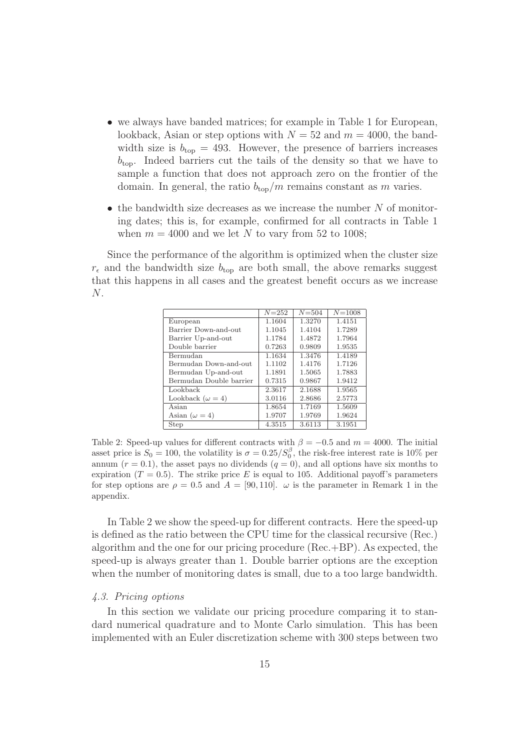- we always have banded matrices; for example in Table 1 for European, lookback, Asian or step options with $N = 52$ and $m = 4000$, the bandwidth size is $b_{\text{top}} = 493$. However, the presence of barriers increases $b_{\text{top}}$. Indeed barriers cut the tails of the density so that we have to sample a function that does not approach zero on the frontier of the domain. In general, the ratio $b_{\text{top}}/m$ remains constant as $m$ varies.

- the bandwidth size decreases as we increase the number $N$ of monitoring dates; this is, for example, confirmed for all contracts in Table 1 when $m = 4000$ and we let $N$ to vary from 52 to 1008;

Since the performance of the algorithm is optimized when the cluster size $r_\epsilon$ and the bandwidth size $b_{\text{top}}$ are both small, the above remarks suggest that this happens in all cases and the greatest benefit occurs as we increase $N$.

| | $N$=252 | $N$=504 | $N$=1008 |
|---|---|---|---|
| European | 1.1604 | 1.3270 | 1.4151 |
| Barrier Down-and-out | 1.1045 | 1.4104 | 1.7289 |
| Barrier Up-and-out | 1.1784 | 1.4872 | 1.7964 |
| Double barrier | 0.7263 | 0.9809 | 1.9535 |
| Bermudan | 1.1634 | 1.3476 | 1.4189 |
| Bermudan Down-and-out | 1.1102 | 1.4176 | 1.7126 |
| Bermudan Up-and-out | 1.1891 | 1.5065 | 1.7883 |
| Bermudan Double barrier | 0.7315 | 0.9867 | 1.9412 |
| Lookback | 2.3617 | 2.1688 | 1.9565 |
| Lookback ($\omega = 4$) | 3.0116 | 2.8686 | 2.5773 |
| Asian | 1.8654 | 1.7169 | 1.5609 |
| Asian ($\omega = 4$) | 1.9707 | 1.9769 | 1.9624 |
| Step | 4.3515 | 3.6113 | 3.1951 |

Table 2: Speed-up values for different contracts with $\beta = -0.5$ and $m = 4000$. The initial asset price is $S_0 = 100$, the volatility is $\sigma = 0.25/S_0^\beta$, the risk-free interest rate is 10% per annum ($r = 0.1$), the asset pays no dividends ($q = 0$), and all options have six months to expiration ($T = 0.5$). The strike price $E$ is equal to 105. Additional payoff's parameters for step options are $\rho = 0.5$ and $A = [90, 110]$. $\omega$ is the parameter in Remark 1 in the appendix.

In Table 2 we show the speed-up for different contracts. Here the speed-up is defined as the ratio between the CPU time for the classical recursive (Rec.) algorithm and the one for our pricing procedure (Rec.+BP). As expected, the speed-up is always greater than 1. Double barrier options are the exception when the number of monitoring dates is small, due to a too large bandwidth.

### *4.3. Pricing options*

In this section we validate our pricing procedure comparing it to standard numerical quadrature and to Monte Carlo simulation. This has been implemented with an Euler discretization scheme with 300 steps between two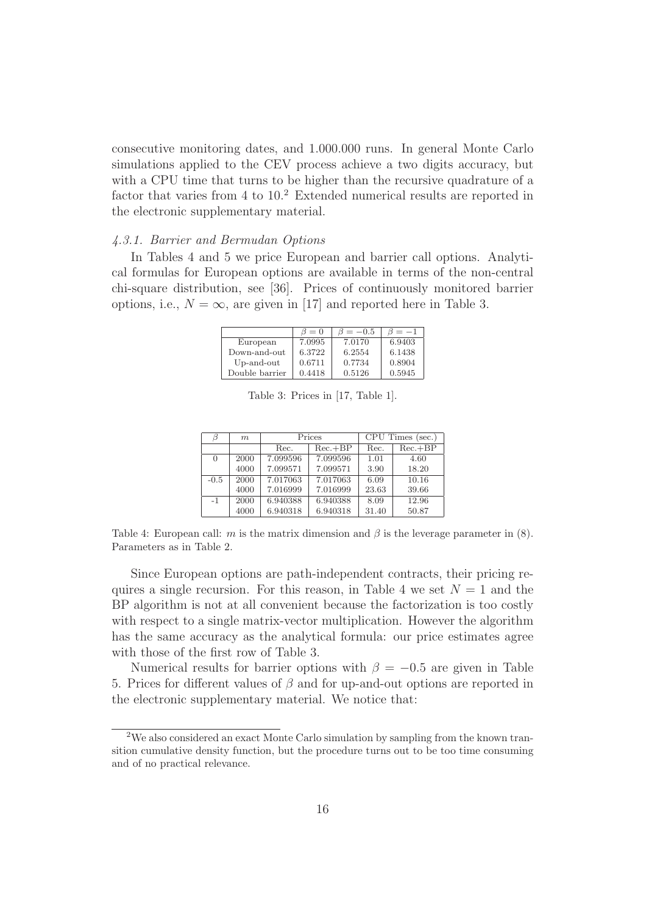consecutive monitoring dates, and 1.000.000 runs. In general Monte Carlo simulations applied to the CEV process achieve a two digits accuracy, but with a CPU time that turns to be higher than the recursive quadrature of a factor that varies from 4 to 10.[2] Extended numerical results are reported in the electronic supplementary material.

#### *4.3.1. Barrier and Bermudan Options*

In Tables 4 and 5 we price European and barrier call options. Analytical formulas for European options are available in terms of the non-central chi-square distribution, see [36]. Prices of continuously monitored barrier options, i.e., $N = \infty$, are given in [17] and reported here in Table 3.

| | $\beta = 0$ | $\beta = -0.5$ | $\beta = -1$ |
|---|---|---|---|
| European | 7.0995 | 7.0170 | 6.9403 |
| Down-and-out | 6.3722 | 6.2554 | 6.1438 |
| Up-and-out | 0.6711 | 0.7734 | 0.8904 |
| Double barrier | 0.4418 | 0.5126 | 0.5945 |

Table 3: Prices in [17, Table 1].

| $\beta$ | $m$ | Prices | | CPU Times (sec.) | |
|---|---|---|---|---|---|
| | | Rec. | Rec.+BP | Rec. | Rec.+BP |
| 0 | 2000 | 7.099596 | 7.099596 | 1.01 | 4.60 |
| | 4000 | 7.099571 | 7.099571 | 3.90 | 18.20 |
| -0.5 | 2000 | 7.017063 | 7.017063 | 6.09 | 10.16 |
| | 4000 | 7.016999 | 7.016999 | 23.63 | 39.66 |
| -1 | 2000 | 6.940388 | 6.940388 | 8.09 | 12.96 |
| | 4000 | 6.940318 | 6.940318 | 31.40 | 50.87 |

Table 4: European call: $m$ is the matrix dimension and $\beta$ is the leverage parameter in (8). Parameters as in Table 2.

Since European options are path-independent contracts, their pricing requires a single recursion. For this reason, in Table 4 we set $N = 1$ and the BP algorithm is not at all convenient because the factorization is too costly with respect to a single matrix-vector multiplication. However the algorithm has the same accuracy as the analytical formula: our price estimates agree with those of the first row of Table 3.

Numerical results for barrier options with $\beta = -0.5$ are given in Table 5. Prices for different values of $\beta$ and for up-and-out options are reported in the electronic supplementary material. We notice that:

[2] We also considered an exact Monte Carlo simulation by sampling from the known transition cumulative density function, but the procedure turns out to be too time consuming and of no practical relevance.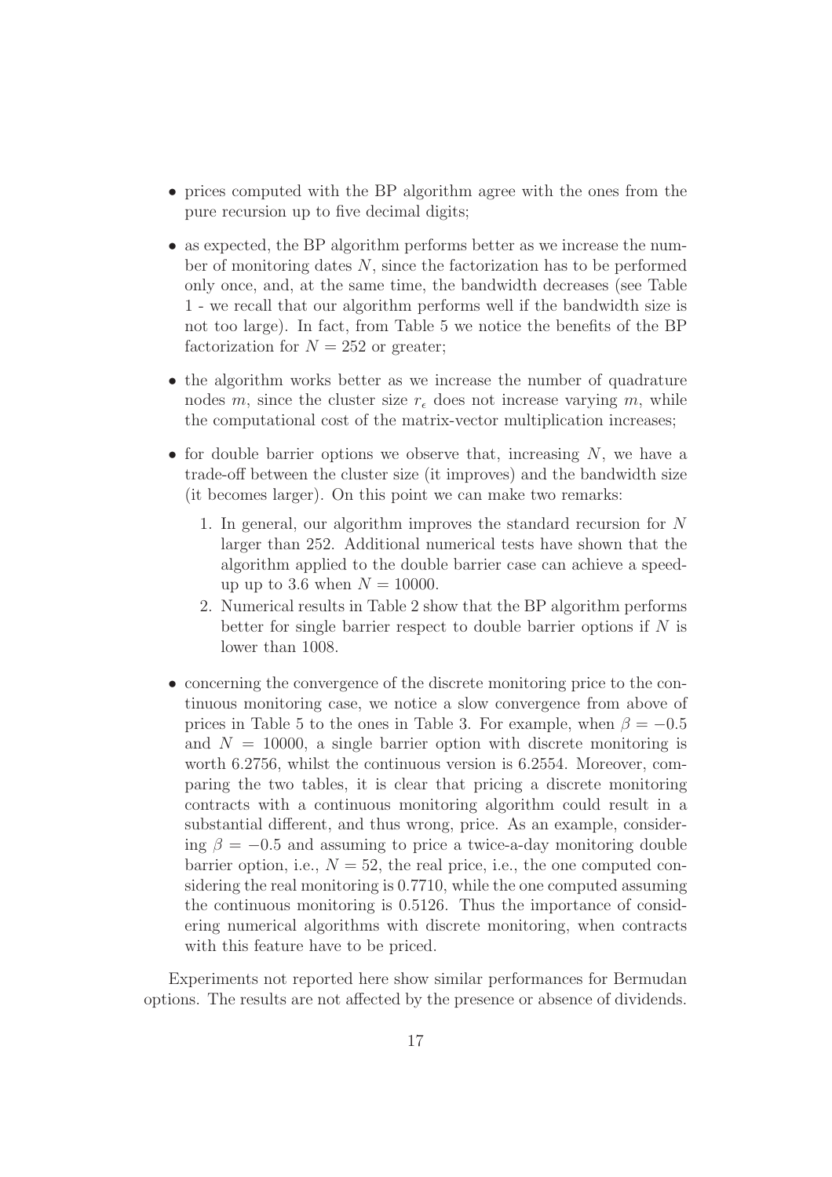- prices computed with the BP algorithm agree with the ones from the pure recursion up to five decimal digits;
- as expected, the BP algorithm performs better as we increase the number of monitoring dates $N$, since the factorization has to be performed only once, and, at the same time, the bandwidth decreases (see Table 1 - we recall that our algorithm performs well if the bandwidth size is not too large). In fact, from Table 5 we notice the benefits of the BP factorization for $N = 252$ or greater;
- the algorithm works better as we increase the number of quadrature nodes $m$, since the cluster size $r_\epsilon$ does not increase varying $m$, while the computational cost of the matrix-vector multiplication increases;
- for double barrier options we observe that, increasing $N$, we have a trade-off between the cluster size (it improves) and the bandwidth size (it becomes larger). On this point we can make two remarks:
  1. In general, our algorithm improves the standard recursion for $N$ larger than 252. Additional numerical tests have shown that the algorithm applied to the double barrier case can achieve a speed-up up to 3.6 when $N = 10000$.
  2. Numerical results in Table 2 show that the BP algorithm performs better for single barrier respect to double barrier options if $N$ is lower than 1008.
- concerning the convergence of the discrete monitoring price to the continuous monitoring case, we notice a slow convergence from above of prices in Table 5 to the ones in Table 3. For example, when $\beta = -0.5$ and $N = 10000$, a single barrier option with discrete monitoring is worth 6.2756, whilst the continuous version is 6.2554. Moreover, comparing the two tables, it is clear that pricing a discrete monitoring contracts with a continuous monitoring algorithm could result in a substantial different, and thus wrong, price. As an example, considering $\beta = -0.5$ and assuming to price a twice-a-day monitoring double barrier option, i.e., $N = 52$, the real price, i.e., the one computed considering the real monitoring is 0.7710, while the one computed assuming the continuous monitoring is 0.5126. Thus the importance of considering numerical algorithms with discrete monitoring, when contracts with this feature have to be priced.

Experiments not reported here show similar performances for Bermudan options. The results are not affected by the presence or absence of dividends.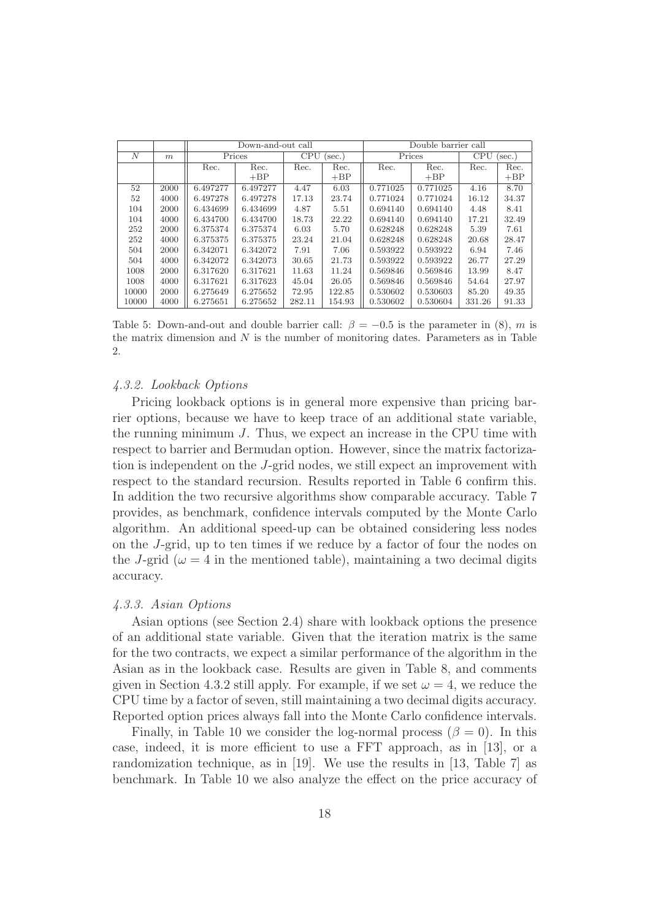| | | Down-and-out call | | | | Double barrier call | | | |
|---|---|---|---|---|---|---|---|---|---|
| $N$ | $m$ | Prices | | CPU (sec.) | | Prices | | CPU (sec.) | |
| | | Rec. | Rec. +BP | Rec. | Rec. +BP | Rec. | Rec. +BP | Rec. | Rec. +BP |
| 52 | 2000 | 6.497277 | 6.497277 | 4.47 | 6.03 | 0.771025 | 0.771025 | 4.16 | 8.70 |
| 52 | 4000 | 6.497278 | 6.497278 | 17.13 | 23.74 | 0.771024 | 0.771024 | 16.12 | 34.37 |
| 104 | 2000 | 6.434699 | 6.434699 | 4.87 | 5.51 | 0.694140 | 0.694140 | 4.48 | 8.41 |
| 104 | 4000 | 6.434700 | 6.434700 | 18.73 | 22.22 | 0.694140 | 0.694140 | 17.21 | 32.49 |
| 252 | 2000 | 6.375374 | 6.375374 | 6.03 | 5.70 | 0.628248 | 0.628248 | 5.39 | 7.61 |
| 252 | 4000 | 6.375375 | 6.375375 | 23.24 | 21.04 | 0.628248 | 0.628248 | 20.68 | 28.47 |
| 504 | 2000 | 6.342071 | 6.342072 | 7.91 | 7.06 | 0.593922 | 0.593922 | 6.94 | 7.46 |
| 504 | 4000 | 6.342072 | 6.342073 | 30.65 | 21.73 | 0.593922 | 0.593922 | 26.77 | 27.29 |
| 1008 | 2000 | 6.317620 | 6.317621 | 11.63 | 11.24 | 0.569846 | 0.569846 | 13.99 | 8.47 |
| 1008 | 4000 | 6.317621 | 6.317623 | 45.04 | 26.05 | 0.569846 | 0.569846 | 54.64 | 27.97 |
| 10000 | 2000 | 6.275649 | 6.275652 | 72.95 | 122.85 | 0.530602 | 0.530603 | 85.20 | 49.35 |
| 10000 | 4000 | 6.275651 | 6.275652 | 282.11 | 154.93 | 0.530602 | 0.530604 | 331.26 | 91.33 |

Table 5: Down-and-out and double barrier call: $\beta = -0.5$ is the parameter in (8), $m$ is the matrix dimension and $N$ is the number of monitoring dates. Parameters as in Table 2.

#### *4.3.2. Lookback Options*

Pricing lookback options is in general more expensive than pricing barrier options, because we have to keep trace of an additional state variable, the running minimum $J$. Thus, we expect an increase in the CPU time with respect to barrier and Bermudan option. However, since the matrix factorization is independent on the $J$-grid nodes, we still expect an improvement with respect to the standard recursion. Results reported in Table 6 confirm this. In addition the two recursive algorithms show comparable accuracy. Table 7 provides, as benchmark, confidence intervals computed by the Monte Carlo algorithm. An additional speed-up can be obtained considering less nodes on the $J$-grid, up to ten times if we reduce by a factor of four the nodes on the $J$-grid ($\omega = 4$ in the mentioned table), maintaining a two decimal digits accuracy.

#### *4.3.3. Asian Options*

Asian options (see Section 2.4) share with lookback options the presence of an additional state variable. Given that the iteration matrix is the same for the two contracts, we expect a similar performance of the algorithm in the Asian as in the lookback case. Results are given in Table 8, and comments given in Section 4.3.2 still apply. For example, if we set $\omega = 4$, we reduce the CPU time by a factor of seven, still maintaining a two decimal digits accuracy. Reported option prices always fall into the Monte Carlo confidence intervals.

Finally, in Table 10 we consider the log-normal process ($\beta = 0$). In this case, indeed, it is more efficient to use a FFT approach, as in [13], or a randomization technique, as in [19]. We use the results in [13, Table 7] as benchmark. In Table 10 we also analyze the effect on the price accuracy of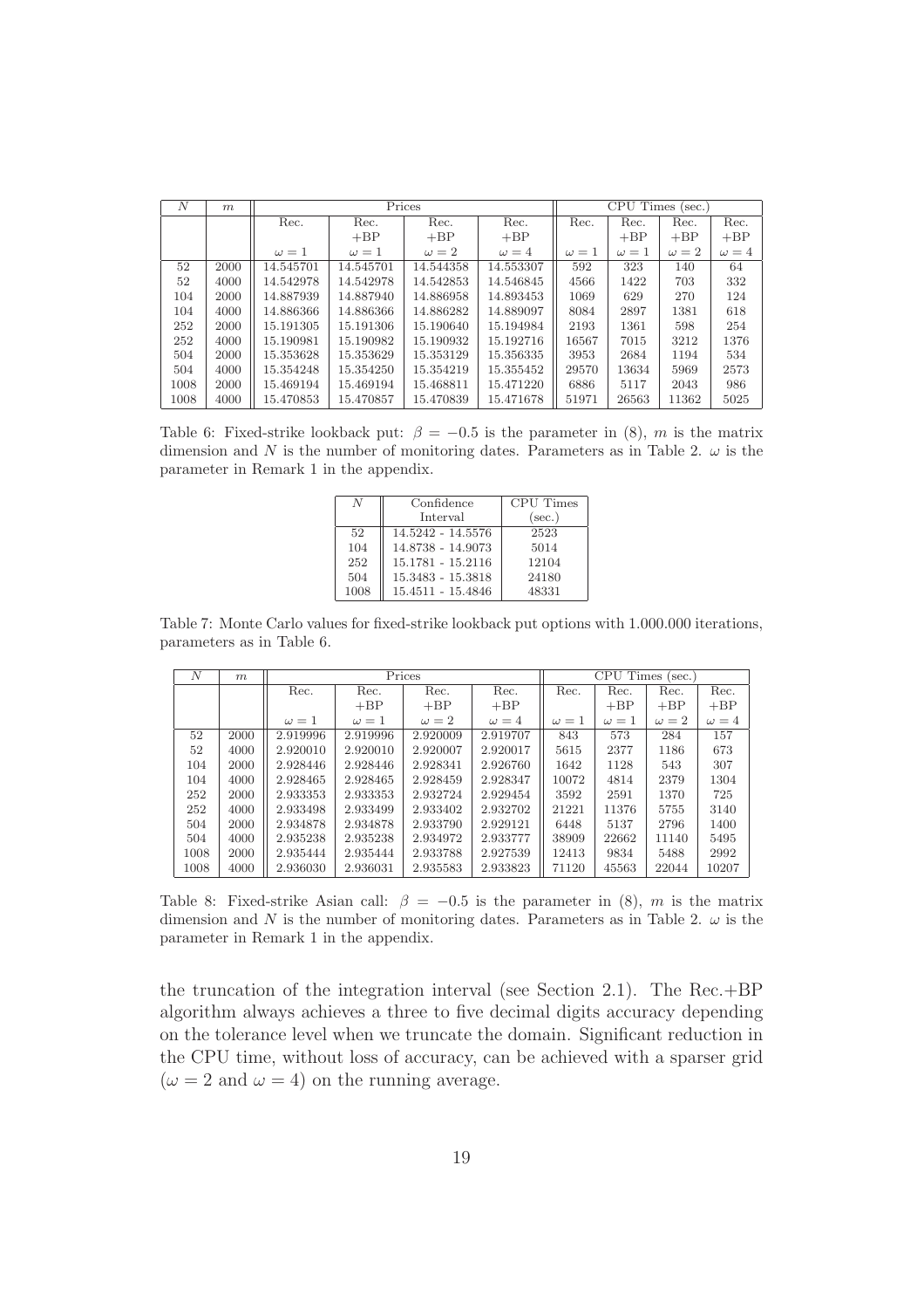| $N$ | $m$ | Prices | | | | CPU Times (sec.) | | | |
|---|---|---|---|---|---|---|---|---|---|
| | | Rec. | Rec. +BP | Rec. +BP | Rec. +BP | Rec. | Rec. +BP | Rec. +BP | Rec. +BP |
| | | $\omega = 1$ | $\omega = 1$ | $\omega = 2$ | $\omega = 4$ | $\omega = 1$ | $\omega = 1$ | $\omega = 2$ | $\omega = 4$ |
| 52 | 2000 | 14.545701 | 14.545701 | 14.544358 | 14.553307 | 592 | 323 | 140 | 64 |
| 52 | 4000 | 14.542978 | 14.542978 | 14.542853 | 14.546845 | 4566 | 1422 | 703 | 332 |
| 104 | 2000 | 14.887939 | 14.887940 | 14.886958 | 14.893453 | 1069 | 629 | 270 | 124 |
| 104 | 4000 | 14.886366 | 14.886366 | 14.886282 | 14.889097 | 8084 | 2897 | 1381 | 618 |
| 252 | 2000 | 15.191305 | 15.191306 | 15.190640 | 15.194984 | 2193 | 1361 | 598 | 254 |
| 252 | 4000 | 15.190981 | 15.190982 | 15.190932 | 15.192716 | 16567 | 7015 | 3212 | 1376 |
| 504 | 2000 | 15.353628 | 15.353629 | 15.353129 | 15.356335 | 3953 | 2684 | 1194 | 534 |
| 504 | 4000 | 15.354248 | 15.354250 | 15.354219 | 15.355452 | 29570 | 13634 | 5969 | 2573 |
| 1008 | 2000 | 15.469194 | 15.469194 | 15.468811 | 15.471220 | 6886 | 5117 | 2043 | 986 |
| 1008 | 4000 | 15.470853 | 15.470857 | 15.470839 | 15.471678 | 51971 | 26563 | 11362 | 5025 |

Table 6: Fixed-strike lookback put: $\beta = -0.5$ is the parameter in (8), $m$ is the matrix dimension and $N$ is the number of monitoring dates. Parameters as in Table 2. $\omega$ is the parameter in Remark 1 in the appendix.

| $N$ | Confidence Interval | CPU Times (sec.) |
|---|---|---|
| 52 | 14.5242 - 14.5576 | 2523 |
| 104 | 14.8738 - 14.9073 | 5014 |
| 252 | 15.1781 - 15.2116 | 12104 |
| 504 | 15.3483 - 15.3818 | 24180 |
| 1008 | 15.4511 - 15.4846 | 48331 |

Table 7: Monte Carlo values for fixed-strike lookback put options with 1.000.000 iterations, parameters as in Table 6.

| $N$ | $m$ | Prices | | | | CPU Times (sec.) | | | |
|---|---|---|---|---|---|---|---|---|---|
| | | Rec. | Rec. +BP | Rec. +BP | Rec. +BP | Rec. | Rec. +BP | Rec. +BP | Rec. +BP |
| | | $\omega = 1$ | $\omega = 1$ | $\omega = 2$ | $\omega = 4$ | $\omega = 1$ | $\omega = 1$ | $\omega = 2$ | $\omega = 4$ |
| 52 | 2000 | 2.919996 | 2.919996 | 2.920009 | 2.919707 | 843 | 573 | 284 | 157 |
| 52 | 4000 | 2.920010 | 2.920010 | 2.920007 | 2.920017 | 5615 | 2377 | 1186 | 673 |
| 104 | 2000 | 2.928446 | 2.928446 | 2.928341 | 2.926760 | 1642 | 1128 | 543 | 307 |
| 104 | 4000 | 2.928465 | 2.928465 | 2.928459 | 2.928347 | 10072 | 4814 | 2379 | 1304 |
| 252 | 2000 | 2.933353 | 2.933353 | 2.932724 | 2.929454 | 3592 | 2591 | 1370 | 725 |
| 252 | 4000 | 2.933498 | 2.933499 | 2.933402 | 2.932702 | 21221 | 11376 | 5755 | 3140 |
| 504 | 2000 | 2.934878 | 2.934878 | 2.933790 | 2.929121 | 6448 | 5137 | 2796 | 1400 |
| 504 | 4000 | 2.935238 | 2.935238 | 2.934972 | 2.933777 | 38909 | 22662 | 11140 | 5495 |
| 1008 | 2000 | 2.935444 | 2.935444 | 2.933788 | 2.927539 | 12413 | 9834 | 5488 | 2992 |
| 1008 | 4000 | 2.936030 | 2.936031 | 2.935583 | 2.933823 | 71120 | 45563 | 22044 | 10207 |

Table 8: Fixed-strike Asian call: $\beta = -0.5$ is the parameter in (8), $m$ is the matrix dimension and $N$ is the number of monitoring dates. Parameters as in Table 2. $\omega$ is the parameter in Remark 1 in the appendix.

the truncation of the integration interval (see Section 2.1). The Rec.+BP algorithm always achieves a three to five decimal digits accuracy depending on the tolerance level when we truncate the domain. Significant reduction in the CPU time, without loss of accuracy, can be achieved with a sparser grid ($\omega = 2$ and $\omega = 4$) on the running average.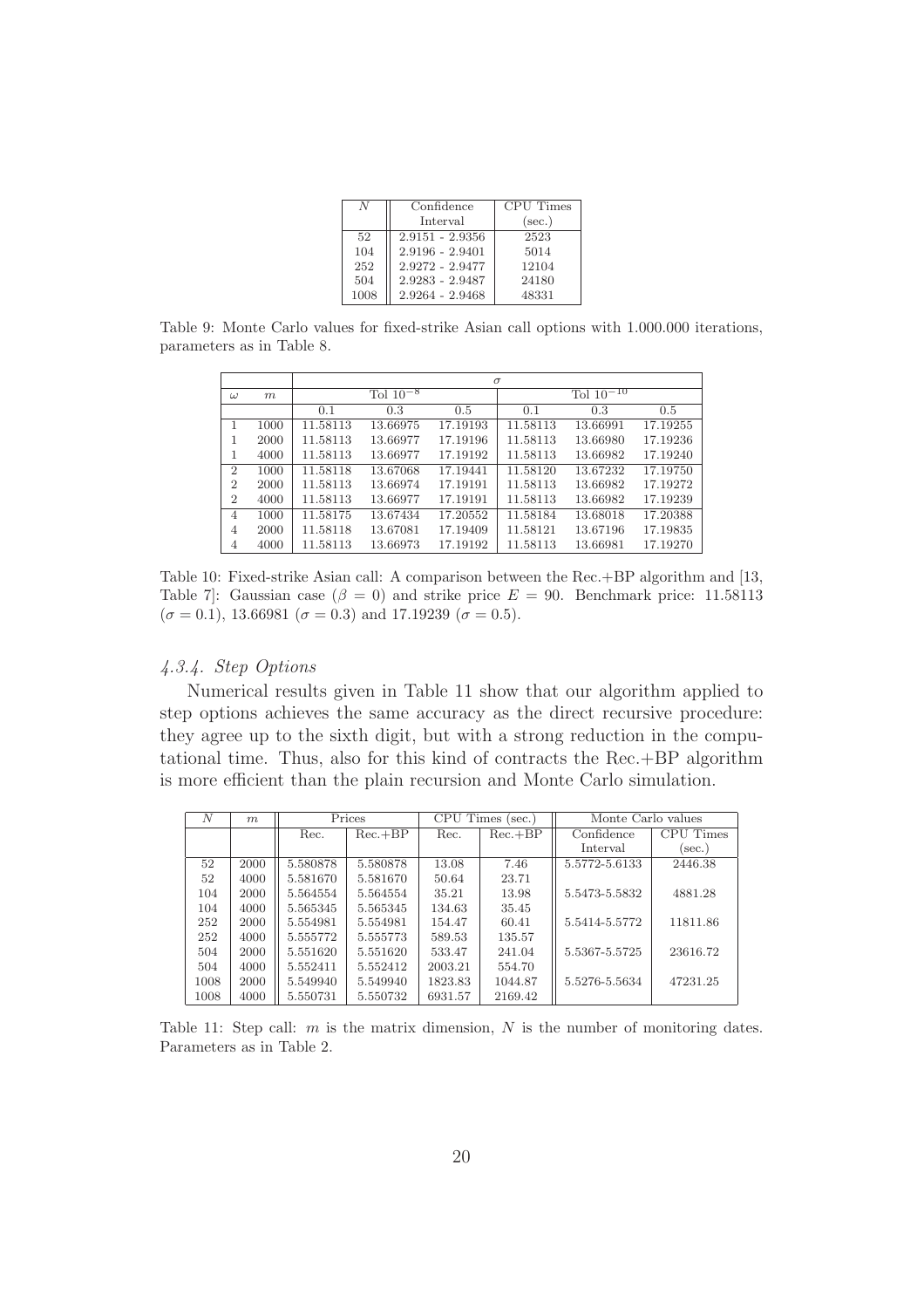| $N$ | Confidence Interval | CPU Times (sec.) |
|---|---|---|
| 52 | 2.9151 - 2.9356 | 2523 |
| 104 | 2.9196 - 2.9401 | 5014 |
| 252 | 2.9272 - 2.9477 | 12104 |
| 504 | 2.9283 - 2.9487 | 24180 |
| 1008 | 2.9264 - 2.9468 | 48331 |

Table 9: Monte Carlo values for fixed-strike Asian call options with 1.000.000 iterations, parameters as in Table 8.

| | | $\sigma$ | | | | | |
|---|---|---|---|---|---|---|---|
| $\omega$ | $m$ | Tol $10^{-8}$ | | | Tol $10^{-10}$ | | |
| | | 0.1 | 0.3 | 0.5 | 0.1 | 0.3 | 0.5 |
| 1 | 1000 | 11.58113 | 13.66975 | 17.19193 | 11.58113 | 13.66991 | 17.19255 |
| 1 | 2000 | 11.58113 | 13.66977 | 17.19196 | 11.58113 | 13.66980 | 17.19236 |
| 1 | 4000 | 11.58113 | 13.66977 | 17.19192 | 11.58113 | 13.66982 | 17.19240 |
| 2 | 1000 | 11.58118 | 13.67068 | 17.19441 | 11.58120 | 13.67232 | 17.19750 |
| 2 | 2000 | 11.58113 | 13.66974 | 17.19191 | 11.58113 | 13.66982 | 17.19272 |
| 2 | 4000 | 11.58113 | 13.66977 | 17.19191 | 11.58113 | 13.66982 | 17.19239 |
| 4 | 1000 | 11.58175 | 13.67434 | 17.20552 | 11.58184 | 13.68018 | 17.20388 |
| 4 | 2000 | 11.58118 | 13.67081 | 17.19409 | 11.58121 | 13.67196 | 17.19835 |
| 4 | 4000 | 11.58113 | 13.66973 | 17.19192 | 11.58113 | 13.66981 | 17.19270 |

Table 10: Fixed-strike Asian call: A comparison between the Rec.+BP algorithm and [13, Table 7]: Gaussian case ($\beta = 0$) and strike price $E = 90$. Benchmark price: 11.58113 ($\sigma = 0.1$), 13.66981 ($\sigma = 0.3$) and 17.19239 ($\sigma = 0.5$).

#### *4.3.4. Step Options*

Numerical results given in Table 11 show that our algorithm applied to step options achieves the same accuracy as the direct recursive procedure: they agree up to the sixth digit, but with a strong reduction in the computational time. Thus, also for this kind of contracts the Rec.+BP algorithm is more efficient than the plain recursion and Monte Carlo simulation.

| $N$ | $m$ | Prices | | CPU Times (sec.) | | Monte Carlo values | |
|---|---|---|---|---|---|---|---|
| | | Rec. | Rec.+BP | Rec. | Rec.+BP | Confidence Interval | CPU Times (sec.) |
| 52 | 2000 | 5.580878 | 5.580878 | 13.08 | 7.46 | 5.5772-5.6133 | 2446.38 |
| 52 | 4000 | 5.581670 | 5.581670 | 50.64 | 23.71 | | |
| 104 | 2000 | 5.564554 | 5.564554 | 35.21 | 13.98 | 5.5473-5.5832 | 4881.28 |
| 104 | 4000 | 5.565345 | 5.565345 | 134.63 | 35.45 | | |
| 252 | 2000 | 5.554981 | 5.554981 | 154.47 | 60.41 | 5.5414-5.5772 | 11811.86 |
| 252 | 4000 | 5.555772 | 5.555773 | 589.53 | 135.57 | | |
| 504 | 2000 | 5.551620 | 5.551620 | 533.47 | 241.04 | 5.5367-5.5725 | 23616.72 |
| 504 | 4000 | 5.552411 | 5.552412 | 2003.21 | 554.70 | | |
| 1008 | 2000 | 5.549940 | 5.549940 | 1823.83 | 1044.87 | 5.5276-5.5634 | 47231.25 |
| 1008 | 4000 | 5.550731 | 5.550732 | 6931.57 | 2169.42 | | |

Table 11: Step call: $m$ is the matrix dimension, $N$ is the number of monitoring dates. Parameters as in Table 2.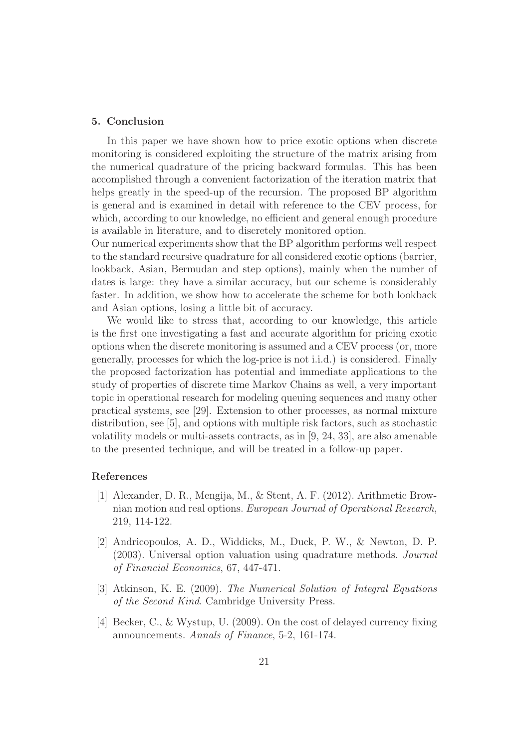## 5. Conclusion

In this paper we have shown how to price exotic options when discrete monitoring is considered exploiting the structure of the matrix arising from the numerical quadrature of the pricing backward formulas. This has been accomplished through a convenient factorization of the iteration matrix that helps greatly in the speed-up of the recursion. The proposed BP algorithm is general and is examined in detail with reference to the CEV process, for which, according to our knowledge, no efficient and general enough procedure is available in literature, and to discretely monitored option.
Our numerical experiments show that the BP algorithm performs well respect to the standard recursive quadrature for all considered exotic options (barrier, lookback, Asian, Bermudan and step options), mainly when the number of dates is large: they have a similar accuracy, but our scheme is considerably faster. In addition, we show how to accelerate the scheme for both lookback and Asian options, losing a little bit of accuracy.

We would like to stress that, according to our knowledge, this article is the first one investigating a fast and accurate algorithm for pricing exotic options when the discrete monitoring is assumed and a CEV process (or, more generally, processes for which the log-price is not i.i.d.) is considered. Finally the proposed factorization has potential and immediate applications to the study of properties of discrete time Markov Chains as well, a very important topic in operational research for modeling queuing sequences and many other practical systems, see [29]. Extension to other processes, as normal mixture distribution, see [5], and options with multiple risk factors, such as stochastic volatility models or multi-assets contracts, as in [9, 24, 33], are also amenable to the presented technique, and will be treated in a follow-up paper.

## References

[1] Alexander, D. R., Mengija, M., & Stent, A. F. (2012). Arithmetic Brownian motion and real options. *European Journal of Operational Research*, 219, 114-122.

[2] Andricopoulos, A. D., Widdicks, M., Duck, P. W., & Newton, D. P. (2003). Universal option valuation using quadrature methods. *Journal of Financial Economics*, 67, 447-471.

[3] Atkinson, K. E. (2009). *The Numerical Solution of Integral Equations of the Second Kind*. Cambridge University Press.

[4] Becker, C., & Wystup, U. (2009). On the cost of delayed currency fixing announcements. *Annals of Finance*, 5-2, 161-174.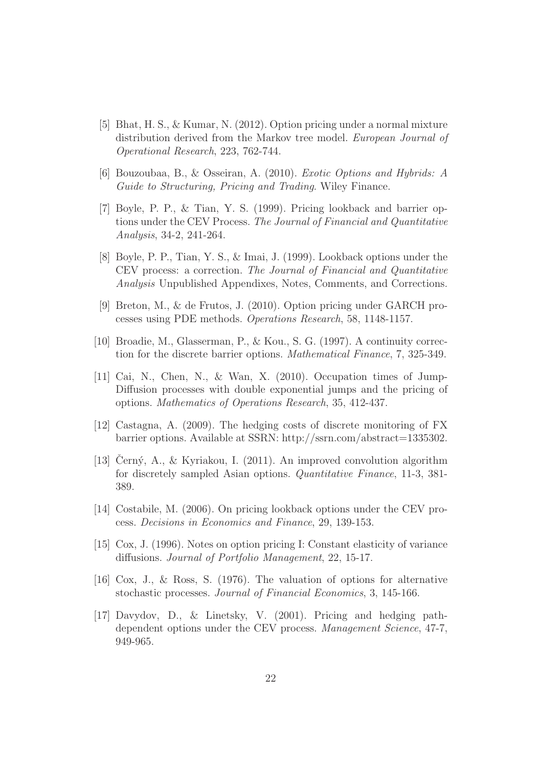[5] Bhat, H. S., & Kumar, N. (2012). Option pricing under a normal mixture distribution derived from the Markov tree model. *European Journal of Operational Research*, 223, 762-744.

[6] Bouzoubaa, B., & Osseiran, A. (2010). *Exotic Options and Hybrids: A Guide to Structuring, Pricing and Trading*. Wiley Finance.

[7] Boyle, P. P., & Tian, Y. S. (1999). Pricing lookback and barrier options under the CEV Process. *The Journal of Financial and Quantitative Analysis*, 34-2, 241-264.

[8] Boyle, P. P., Tian, Y. S., & Imai, J. (1999). Lookback options under the CEV process: a correction. *The Journal of Financial and Quantitative Analysis* Unpublished Appendixes, Notes, Comments, and Corrections.

[9] Breton, M., & de Frutos, J. (2010). Option pricing under GARCH processes using PDE methods. *Operations Research*, 58, 1148-1157.

[10] Broadie, M., Glasserman, P., & Kou., S. G. (1997). A continuity correction for the discrete barrier options. *Mathematical Finance*, 7, 325-349.

[11] Cai, N., Chen, N., & Wan, X. (2010). Occupation times of Jump-Diffusion processes with double exponential jumps and the pricing of options. *Mathematics of Operations Research*, 35, 412-437.

[12] Castagna, A. (2009). The hedging costs of discrete monitoring of FX barrier options. Available at SSRN: http://ssrn.com/abstract=1335302.

[13] Černý, A., & Kyriakou, I. (2011). An improved convolution algorithm for discretely sampled Asian options. *Quantitative Finance*, 11-3, 381-389.

[14] Costabile, M. (2006). On pricing lookback options under the CEV process. *Decisions in Economics and Finance*, 29, 139-153.

[15] Cox, J. (1996). Notes on option pricing I: Constant elasticity of variance diffusions. *Journal of Portfolio Management*, 22, 15-17.

[16] Cox, J., & Ross, S. (1976). The valuation of options for alternative stochastic processes. *Journal of Financial Economics*, 3, 145-166.

[17] Davydov, D., & Linetsky, V. (2001). Pricing and hedging path-dependent options under the CEV process. *Management Science*, 47-7, 949-965.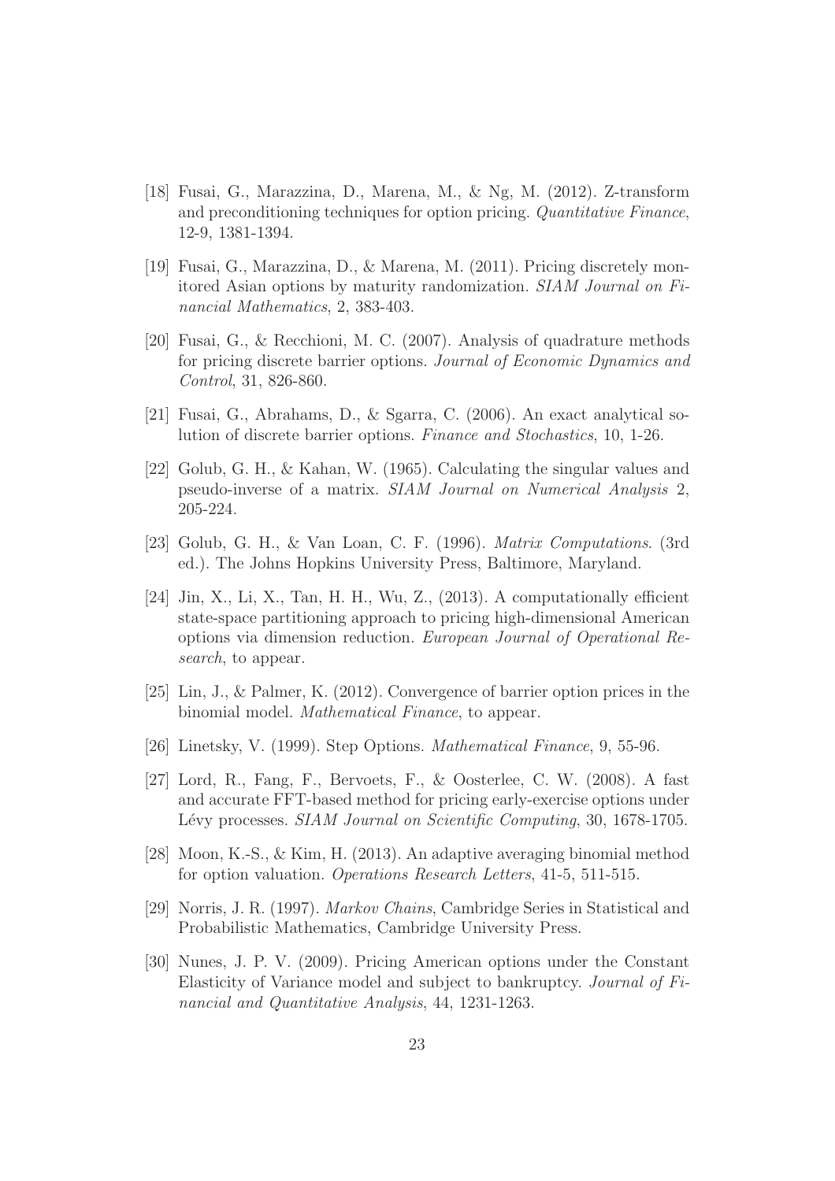[18] Fusai, G., Marazzina, D., Marena, M., & Ng, M. (2012). Z-transform and preconditioning techniques for option pricing. *Quantitative Finance*, 12-9, 1381-1394.

[19] Fusai, G., Marazzina, D., & Marena, M. (2011). Pricing discretely monitored Asian options by maturity randomization. *SIAM Journal on Financial Mathematics*, 2, 383-403.

[20] Fusai, G., & Recchioni, M. C. (2007). Analysis of quadrature methods for pricing discrete barrier options. *Journal of Economic Dynamics and Control*, 31, 826-860.

[21] Fusai, G., Abrahams, D., & Sgarra, C. (2006). An exact analytical solution of discrete barrier options. *Finance and Stochastics*, 10, 1-26.

[22] Golub, G. H., & Kahan, W. (1965). Calculating the singular values and pseudo-inverse of a matrix. *SIAM Journal on Numerical Analysis* 2, 205-224.

[23] Golub, G. H., & Van Loan, C. F. (1996). *Matrix Computations*. (3rd ed.). The Johns Hopkins University Press, Baltimore, Maryland.

[24] Jin, X., Li, X., Tan, H. H., Wu, Z., (2013). A computationally efficient state-space partitioning approach to pricing high-dimensional American options via dimension reduction. *European Journal of Operational Research*, to appear.

[25] Lin, J., & Palmer, K. (2012). Convergence of barrier option prices in the binomial model. *Mathematical Finance*, to appear.

[26] Linetsky, V. (1999). Step Options. *Mathematical Finance*, 9, 55-96.

[27] Lord, R., Fang, F., Bervoets, F., & Oosterlee, C. W. (2008). A fast and accurate FFT-based method for pricing early-exercise options under Lévy processes. *SIAM Journal on Scientific Computing*, 30, 1678-1705.

[28] Moon, K.-S., & Kim, H. (2013). An adaptive averaging binomial method for option valuation. *Operations Research Letters*, 41-5, 511-515.

[29] Norris, J. R. (1997). *Markov Chains*, Cambridge Series in Statistical and Probabilistic Mathematics, Cambridge University Press.

[30] Nunes, J. P. V. (2009). Pricing American options under the Constant Elasticity of Variance model and subject to bankruptcy. *Journal of Financial and Quantitative Analysis*, 44, 1231-1263.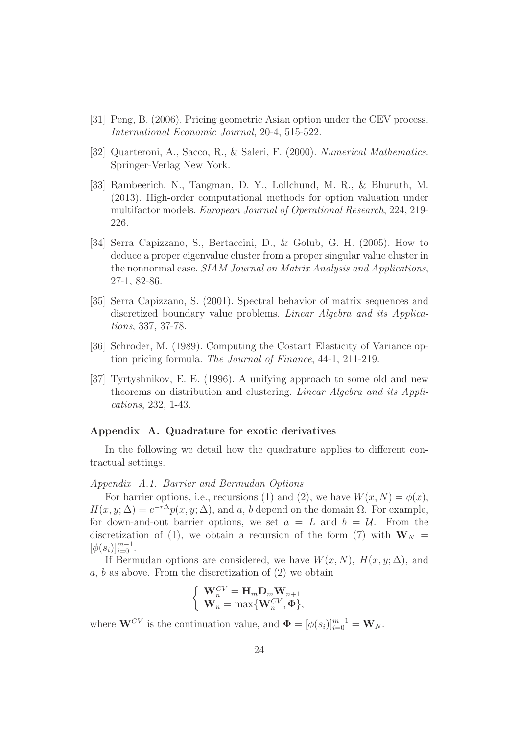[31] Peng, B. (2006). Pricing geometric Asian option under the CEV process. *International Economic Journal*, 20-4, 515-522.

[32] Quarteroni, A., Sacco, R., & Saleri, F. (2000). *Numerical Mathematics*. Springer-Verlag New York.

[33] Rambeerich, N., Tangman, D. Y., Lollchund, M. R., & Bhuruth, M. (2013). High-order computational methods for option valuation under multifactor models. *European Journal of Operational Research*, 224, 219-226.

[34] Serra Capizzano, S., Bertaccini, D., & Golub, G. H. (2005). How to deduce a proper eigenvalue cluster from a proper singular value cluster in the nonnormal case. *SIAM Journal on Matrix Analysis and Applications*, 27-1, 82-86.

[35] Serra Capizzano, S. (2001). Spectral behavior of matrix sequences and discretized boundary value problems. *Linear Algebra and its Applications*, 337, 37-78.

[36] Schroder, M. (1989). Computing the Costant Elasticity of Variance option pricing formula. *The Journal of Finance*, 44-1, 211-219.

[37] Tyrtyshnikov, E. E. (1996). A unifying approach to some old and new theorems on distribution and clustering. *Linear Algebra and its Applications*, 232, 1-43.

## Appendix A. Quadrature for exotic derivatives

In the following we detail how the quadrature applies to different contractual settings.

*Appendix A.1. Barrier and Bermudan Options*

For barrier options, i.e., recursions (1) and (2), we have $W(x, N) = \phi(x)$, $H(x, y; \Delta) = e^{-r\Delta}p(x, y; \Delta)$, and $a$, $b$ depend on the domain $\Omega$. For example, for down-and-out barrier options, we set $a = L$ and $b = \mathcal{U}$. From the discretization of (1), we obtain a recursion of the form (7) with $\mathbf{W}_N = [\phi(s_i)]_{i=0}^{m-1}$.

If Bermudan options are considered, we have $W(x, N)$, $H(x, y; \Delta)$, and $a$, $b$ as above. From the discretization of (2) we obtain

$$\begin{cases} \mathbf{W}_n^{CV} = \mathbf{H}_m \mathbf{D}_m \mathbf{W}_{n+1} \\ \mathbf{W}_n = \max\{\mathbf{W}_n^{CV}, \mathbf{\Phi}\}, \end{cases}$$

where $\mathbf{W}^{CV}$ is the continuation value, and $\mathbf{\Phi} = [\phi(s_i)]_{i=0}^{m-1} = \mathbf{W}_N$.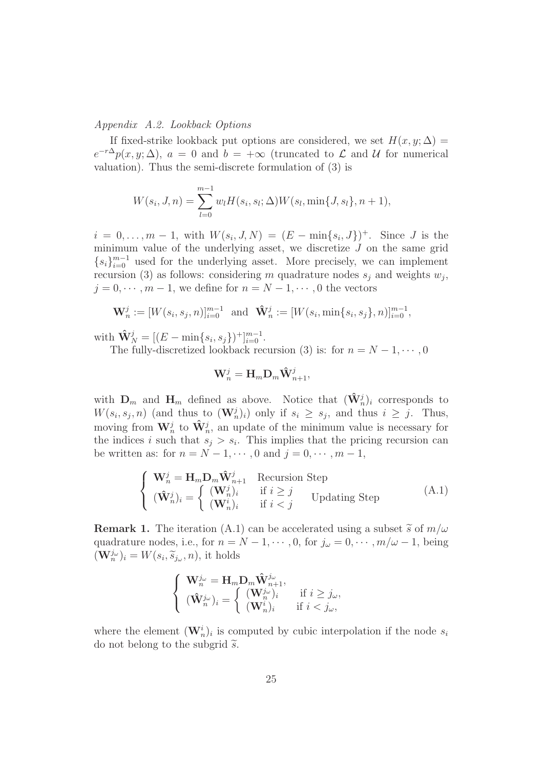*Appendix A.2. Lookback Options*

If fixed-strike lookback put options are considered, we set $H(x, y; \Delta) = e^{-r\Delta} p(x, y; \Delta)$, $a = 0$ and $b = +\infty$ (truncated to $\mathcal{L}$ and $\mathcal{U}$ for numerical valuation). Thus the semi-discrete formulation of (3) is

$$W(s_i, J, n) = \sum_{l=0}^{m-1} w_l H(s_i, s_l; \Delta) W(s_l, \min\{J, s_l\}, n+1),$$

$i = 0, \ldots, m-1$, with $W(s_i, J, N) = (E - \min\{s_i, J\})^+$. Since $J$ is the minimum value of the underlying asset, we discretize $J$ on the same grid $\{s_i\}_{i=0}^{m-1}$ used for the underlying asset. More precisely, we can implement recursion (3) as follows: considering $m$ quadrature nodes $s_j$ and weights $w_j$, $j = 0, \cdots, m-1$, we define for $n = N-1, \cdots, 0$ the vectors

$$\mathbf{W}_n^j := [W(s_i, s_j, n)]_{i=0}^{m-1} \quad \text{and} \quad \hat{\mathbf{W}}_n^j := [W(s_i, \min\{s_i, s_j\}, n)]_{i=0}^{m-1},$$

with $\hat{\mathbf{W}}_N^j = [(E - \min\{s_i, s_j\})^+]_{i=0}^{m-1}$.

The fully-discretized lookback recursion (3) is: for $n = N-1, \cdots, 0$

$$\mathbf{W}_n^j = \mathbf{H}_m \mathbf{D}_m \hat{\mathbf{W}}_{n+1}^j,$$

with $\mathbf{D}_m$ and $\mathbf{H}_m$ defined as above. Notice that $(\hat{\mathbf{W}}_n^j)_i$ corresponds to $W(s_i, s_j, n)$ (and thus to $(\mathbf{W}_n^j)_i$) only if $s_i \geq s_j$, and thus $i \geq j$. Thus, moving from $\mathbf{W}_n^j$ to $\hat{\mathbf{W}}_n^j$, an update of the minimum value is necessary for the indices $i$ such that $s_j > s_i$. This implies that the pricing recursion can be written as: for $n = N-1, \cdots, 0$ and $j = 0, \cdots, m-1$,

$$\left\{ \begin{array}{ll} \mathbf{W}_n^j = \mathbf{H}_m \mathbf{D}_m \hat{\mathbf{W}}_{n+1}^j & \text{Recursion Step} \\ (\hat{\mathbf{W}}_n^j)_i = \left\{ \begin{array}{ll} (\mathbf{W}_n^j)_i & \text{if } i \geq j \\ (\mathbf{W}_n^i)_i & \text{if } i < j \end{array} \right. & \text{Updating Step} \end{array} \right. \tag{A.1}$$

**Remark 1.** The iteration (A.1) can be accelerated using a subset $\widetilde{s}$ of $m/\omega$ quadrature nodes, i.e., for $n = N-1, \cdots, 0$, for $j_\omega = 0, \cdots, m/\omega - 1$, being $(\mathbf{W}_n^{j_\omega})_i = W(s_i, \widetilde{s}_{j_\omega}, n)$, it holds

$$\left\{ \begin{array}{l} \mathbf{W}_n^{j_\omega} = \mathbf{H}_m \mathbf{D}_m \hat{\mathbf{W}}_{n+1}^{j_\omega}, \\ (\hat{\mathbf{W}}_n^{j_\omega})_i = \left\{ \begin{array}{ll} (\mathbf{W}_n^{j_\omega})_i & \text{if } i \geq j_\omega, \\ (\mathbf{W}_n^i)_i & \text{if } i < j_\omega, \end{array} \right. \end{array} \right.$$

where the element $(\mathbf{W}_n^i)_i$ is computed by cubic interpolation if the node $s_i$ do not belong to the subgrid $\widetilde{s}$.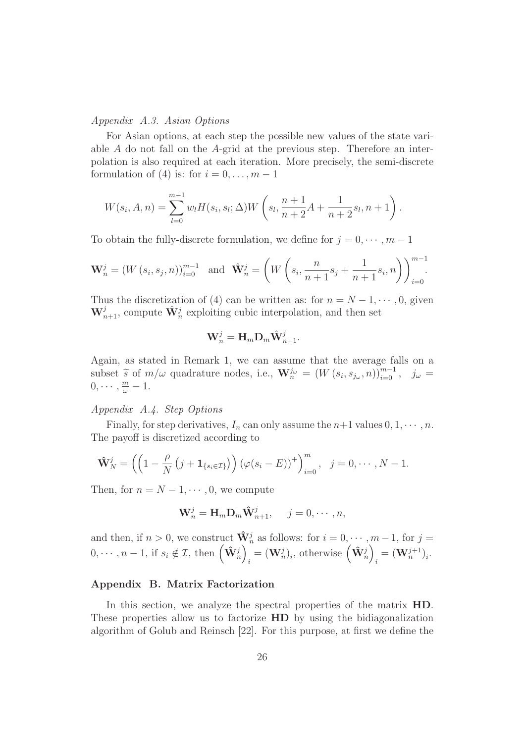*Appendix A.3. Asian Options*

For Asian options, at each step the possible new values of the state variable $A$ do not fall on the $A$-grid at the previous step. Therefore an interpolation is also required at each iteration. More precisely, the semi-discrete formulation of (4) is: for $i = 0, \ldots, m-1$

$$W(s_i, A, n) = \sum_{l=0}^{m-1} w_l H(s_i, s_l; \Delta) W\left(s_l, \frac{n+1}{n+2}A + \frac{1}{n+2}s_l, n+1\right).$$

To obtain the fully-discrete formulation, we define for $j = 0, \cdots, m-1$

$$\mathbf{W}_n^j = \left(W\left(s_i, s_j, n\right)\right)_{i=0}^{m-1} \quad \text{and} \quad \hat{\mathbf{W}}_n^j = \left(W\left(s_i, \frac{n}{n+1}s_j + \frac{1}{n+1}s_i, n\right)\right)_{i=0}^{m-1}.$$

Thus the discretization of (4) can be written as: for $n = N-1, \cdots, 0$, given $\mathbf{W}_{n+1}^j$, compute $\hat{\mathbf{W}}_n^j$ exploiting cubic interpolation, and then set

$$\mathbf{W}_n^j = \mathbf{H}_m \mathbf{D}_m \hat{\mathbf{W}}_{n+1}^j.$$

Again, as stated in Remark 1, we can assume that the average falls on a subset $\widetilde{s}$ of $m/\omega$ quadrature nodes, i.e., $\mathbf{W}_n^{j_\omega} = \left(W\left(s_i, s_{j_\omega}, n\right)\right)_{i=0}^{m-1}, \quad j_\omega = 0, \cdots, \frac{m}{\omega} - 1$.

*Appendix A.4. Step Options*

Finally, for step derivatives, $I_n$ can only assume the $n+1$ values $0, 1, \cdots, n$. The payoff is discretized according to

$$\hat{\mathbf{W}}_N^j = \left(\left(1 - \frac{\rho}{N}\left(j + \mathbf{1}_{\{s_i \in \mathcal{I}\}}\right)\right)\left(\varphi(s_i - E)\right)^+\right)_{i=0}^{m}, \quad j = 0, \cdots, N-1.$$

Then, for $n = N-1, \cdots, 0$, we compute

$$\mathbf{W}_n^j = \mathbf{H}_m \mathbf{D}_m \hat{\mathbf{W}}_{n+1}^j, \qquad j = 0, \cdots, n,$$

and then, if $n > 0$, we construct $\hat{\mathbf{W}}_n^j$ as follows: for $i = 0, \cdots, m-1$, for $j = 0, \cdots, n-1$, if $s_i \notin \mathcal{I}$, then $\left(\hat{\mathbf{W}}_n^j\right)_i = (\mathbf{W}_n^j)_i$, otherwise $\left(\hat{\mathbf{W}}_n^j\right)_i = (\mathbf{W}_n^{j+1})_i$.

## Appendix B. Matrix Factorization

In this section, we analyze the spectral properties of the matrix **HD**. These properties allow us to factorize **HD** by using the bidiagonalization algorithm of Golub and Reinsch [22]. For this purpose, at first we define the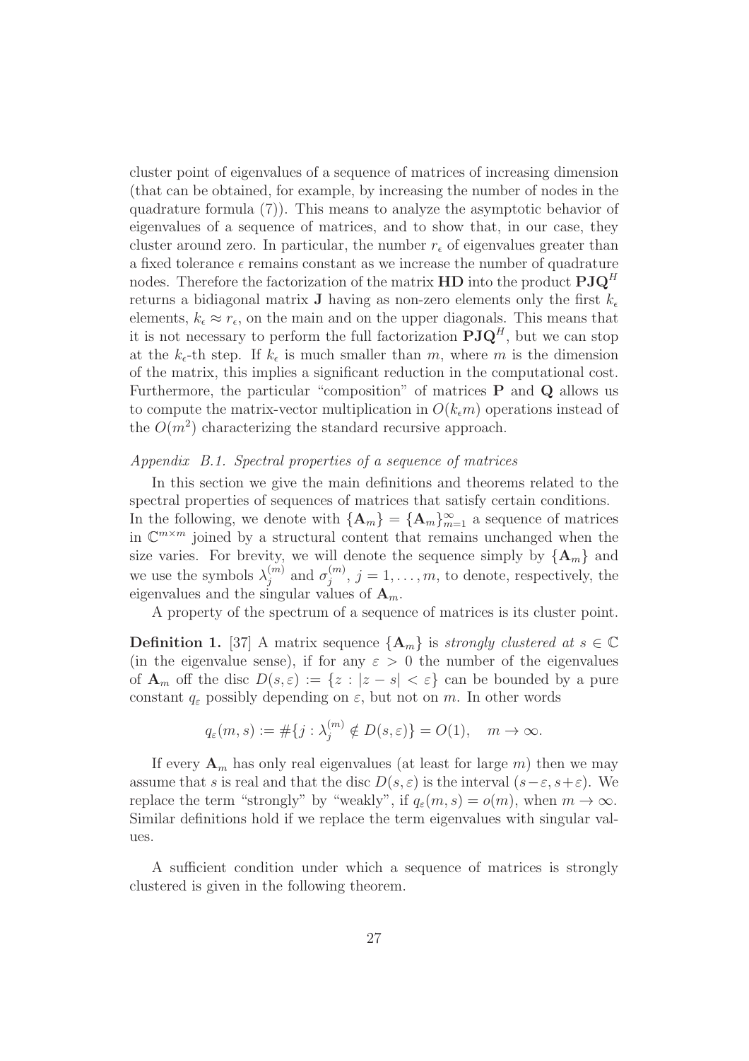cluster point of eigenvalues of a sequence of matrices of increasing dimension (that can be obtained, for example, by increasing the number of nodes in the quadrature formula (7)). This means to analyze the asymptotic behavior of eigenvalues of a sequence of matrices, and to show that, in our case, they cluster around zero. In particular, the number $r_\epsilon$ of eigenvalues greater than a fixed tolerance $\epsilon$ remains constant as we increase the number of quadrature nodes. Therefore the factorization of the matrix $\mathbf{HD}$ into the product $\mathbf{PJQ}^H$ returns a bidiagonal matrix $\mathbf{J}$ having as non-zero elements only the first $k_\epsilon$ elements, $k_\epsilon \approx r_\epsilon$, on the main and on the upper diagonals. This means that it is not necessary to perform the full factorization $\mathbf{PJQ}^H$, but we can stop at the $k_\epsilon$-th step. If $k_\epsilon$ is much smaller than $m$, where $m$ is the dimension of the matrix, this implies a significant reduction in the computational cost. Furthermore, the particular "composition" of matrices $\mathbf{P}$ and $\mathbf{Q}$ allows us to compute the matrix-vector multiplication in $O(k_\epsilon m)$ operations instead of the $O(m^2)$ characterizing the standard recursive approach.

### *Appendix B.1. Spectral properties of a sequence of matrices*

In this section we give the main definitions and theorems related to the spectral properties of sequences of matrices that satisfy certain conditions. In the following, we denote with $\{\mathbf{A}_m\} = \{\mathbf{A}_m\}_{m=1}^{\infty}$ a sequence of matrices in $\mathbb{C}^{m\times m}$ joined by a structural content that remains unchanged when the size varies. For brevity, we will denote the sequence simply by $\{\mathbf{A}_m\}$ and we use the symbols $\lambda_j^{(m)}$ and $\sigma_j^{(m)}$, $j = 1, \ldots, m$, to denote, respectively, the eigenvalues and the singular values of $\mathbf{A}_m$.

A property of the spectrum of a sequence of matrices is its cluster point.

**Definition 1.** [37] A matrix sequence $\{\mathbf{A}_m\}$ is *strongly clustered at* $s \in \mathbb{C}$ (in the eigenvalue sense), if for any $\varepsilon > 0$ the number of the eigenvalues of $\mathbf{A}_m$ off the disc $D(s, \varepsilon) := \{z : |z - s| < \varepsilon\}$ can be bounded by a pure constant $q_\varepsilon$ possibly depending on $\varepsilon$, but not on $m$. In other words

$$q_\varepsilon(m, s) := \#\{j : \lambda_j^{(m)} \notin D(s, \varepsilon)\} = O(1), \quad m \to \infty.$$

If every $\mathbf{A}_m$ has only real eigenvalues (at least for large $m$) then we may assume that $s$ is real and that the disc $D(s, \varepsilon)$ is the interval $(s-\varepsilon, s+\varepsilon)$. We replace the term "strongly" by "weakly", if $q_\varepsilon(m, s) = o(m)$, when $m \to \infty$. Similar definitions hold if we replace the term eigenvalues with singular values.

A sufficient condition under which a sequence of matrices is strongly clustered is given in the following theorem.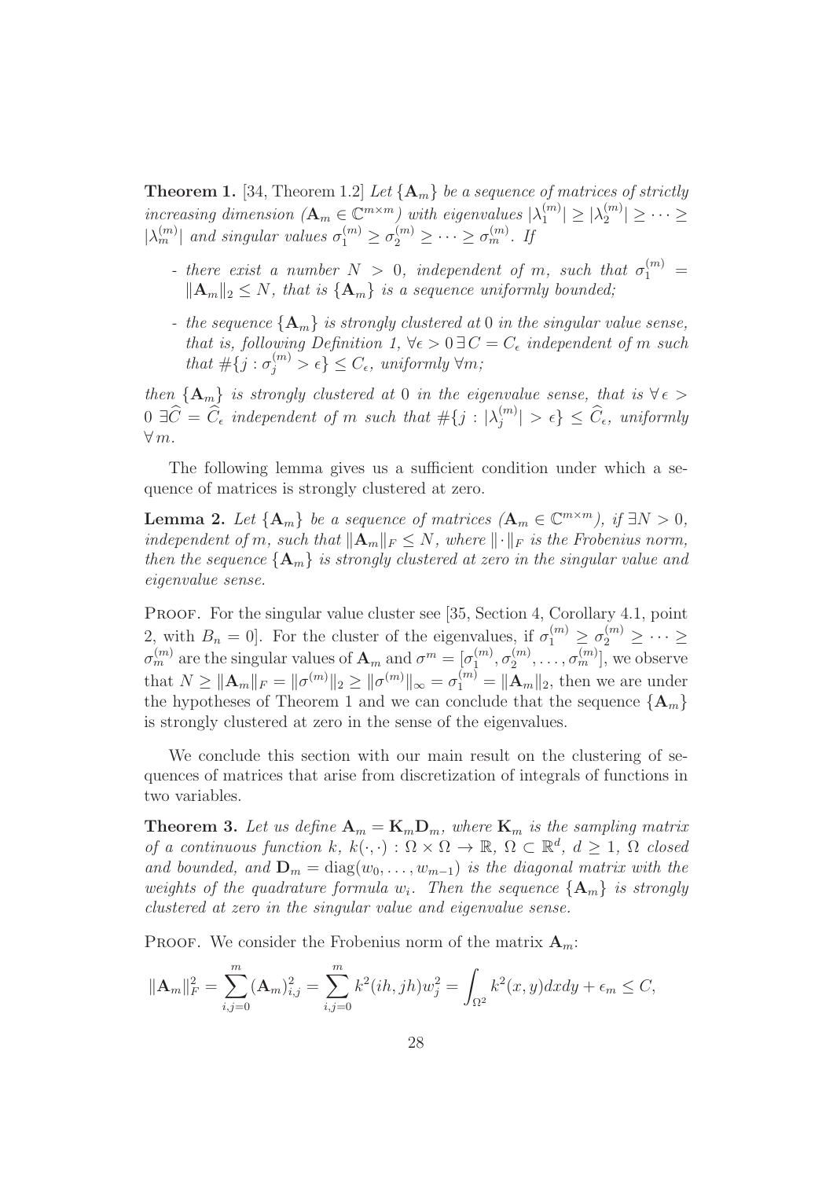**Theorem 1.** [34, Theorem 1.2] *Let $\{\mathbf{A}_m\}$ be a sequence of matrices of strictly increasing dimension ($\mathbf{A}_m \in \mathbb{C}^{m\times m}$) with eigenvalues $|\lambda_1^{(m)}| \geq |\lambda_2^{(m)}| \geq \cdots \geq |\lambda_m^{(m)}|$ and singular values $\sigma_1^{(m)} \geq \sigma_2^{(m)} \geq \cdots \geq \sigma_m^{(m)}$. If*

- *there exist a number $N > 0$, independent of $m$, such that $\sigma_1^{(m)} = \|\mathbf{A}_m\|_2 \leq N$, that is $\{\mathbf{A}_m\}$ is a sequence uniformly bounded;*
- *the sequence $\{\mathbf{A}_m\}$ is strongly clustered at 0 in the singular value sense, that is, following Definition 1, $\forall \epsilon > 0\, \exists\, C = C_\epsilon$ independent of $m$ such that $\#\{j : \sigma_j^{(m)} > \epsilon\} \leq C_\epsilon$, uniformly $\forall m$;*

*then $\{\mathbf{A}_m\}$ is strongly clustered at 0 in the eigenvalue sense, that is $\forall\, \epsilon > 0\ \exists \widehat{C} = \widehat{C}_\epsilon$ independent of $m$ such that $\#\{j : |\lambda_j^{(m)}| > \epsilon\} \leq \widehat{C}_\epsilon$, uniformly $\forall\, m$.*

The following lemma gives us a sufficient condition under which a sequence of matrices is strongly clustered at zero.

**Lemma 2.** *Let $\{\mathbf{A}_m\}$ be a sequence of matrices ($\mathbf{A}_m \in \mathbb{C}^{m\times m}$), if $\exists N > 0$, independent of $m$, such that $\|\mathbf{A}_m\|_F \leq N$, where $\|\cdot\|_F$ is the Frobenius norm, then the sequence $\{\mathbf{A}_m\}$ is strongly clustered at zero in the singular value and eigenvalue sense.*

Proof. For the singular value cluster see [35, Section 4, Corollary 4.1, point 2, with $B_n = 0$]. For the cluster of the eigenvalues, if $\sigma_1^{(m)} \geq \sigma_2^{(m)} \geq \cdots \geq \sigma_m^{(m)}$ are the singular values of $\mathbf{A}_m$ and $\sigma^m = [\sigma_1^{(m)}, \sigma_2^{(m)}, \ldots, \sigma_m^{(m)}]$, we observe that $N \geq \|\mathbf{A}_m\|_F = \|\sigma^{(m)}\|_2 \geq \|\sigma^{(m)}\|_\infty = \sigma_1^{(m)} = \|\mathbf{A}_m\|_2$, then we are under the hypotheses of Theorem 1 and we can conclude that the sequence $\{\mathbf{A}_m\}$ is strongly clustered at zero in the sense of the eigenvalues.

We conclude this section with our main result on the clustering of sequences of matrices that arise from discretization of integrals of functions in two variables.

**Theorem 3.** *Let us define $\mathbf{A}_m = \mathbf{K}_m \mathbf{D}_m$, where $\mathbf{K}_m$ is the sampling matrix of a continuous function $k$, $k(\cdot,\cdot) : \Omega \times \Omega \to \mathbb{R}$, $\Omega \subset \mathbb{R}^d$, $d \geq 1$, $\Omega$ closed and bounded, and $\mathbf{D}_m = \mathrm{diag}(w_0, \ldots, w_{m-1})$ is the diagonal matrix with the weights of the quadrature formula $w_i$. Then the sequence $\{\mathbf{A}_m\}$ is strongly clustered at zero in the singular value and eigenvalue sense.*

Proof. We consider the Frobenius norm of the matrix $\mathbf{A}_m$:

$$\|\mathbf{A}_m\|_F^2 = \sum_{i,j=0}^{m} (\mathbf{A}_m)_{i,j}^2 = \sum_{i,j=0}^{m} k^2(ih, jh) w_j^2 = \int_{\Omega^2} k^2(x,y)dxdy + \epsilon_m \leq C,$$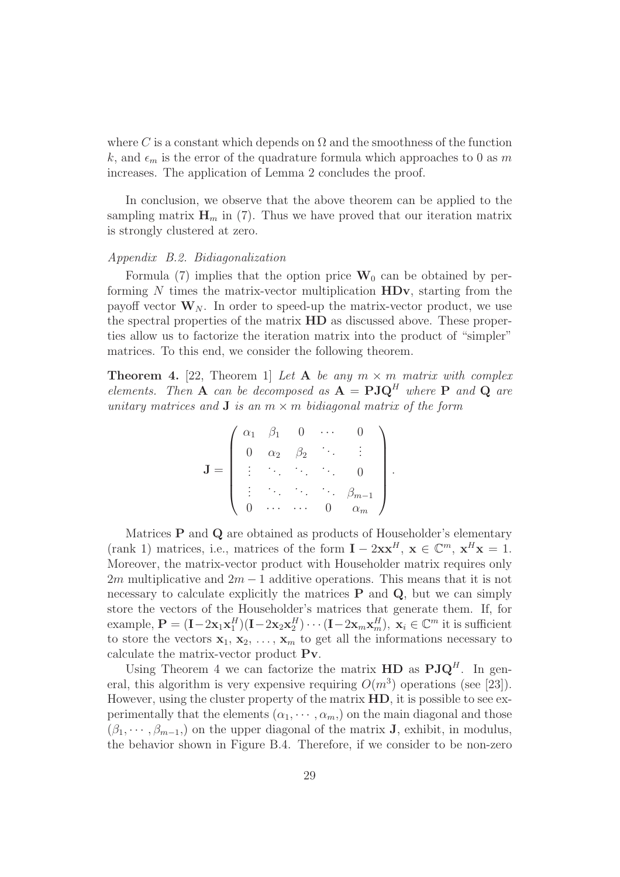where $C$ is a constant which depends on $\Omega$ and the smoothness of the function $k$, and $\epsilon_m$ is the error of the quadrature formula which approaches to 0 as $m$ increases. The application of Lemma 2 concludes the proof.

In conclusion, we observe that the above theorem can be applied to the sampling matrix $\mathbf{H}_m$ in (7). Thus we have proved that our iteration matrix is strongly clustered at zero.

*Appendix B.2. Bidiagonalization*

Formula (7) implies that the option price $\mathbf{W}_0$ can be obtained by performing $N$ times the matrix-vector multiplication $\mathbf{HDv}$, starting from the payoff vector $\mathbf{W}_N$. In order to speed-up the matrix-vector product, we use the spectral properties of the matrix $\mathbf{HD}$ as discussed above. These properties allow us to factorize the iteration matrix into the product of "simpler" matrices. To this end, we consider the following theorem.

**Theorem 4.** [22, Theorem 1] *Let $\mathbf{A}$ be any $m \times m$ matrix with complex elements. Then $\mathbf{A}$ can be decomposed as $\mathbf{A} = \mathbf{PJQ}^H$ where $\mathbf{P}$ and $\mathbf{Q}$ are unitary matrices and $\mathbf{J}$ is an $m \times m$ bidiagonal matrix of the form*

$$\mathbf{J} = \begin{pmatrix} \alpha_1 & \beta_1 & 0 & \cdots & 0 \\ 0 & \alpha_2 & \beta_2 & \ddots & \vdots \\ \vdots & \ddots & \ddots & \ddots & 0 \\ \vdots & \ddots & \ddots & \ddots & \beta_{m-1} \\ 0 & \cdots & \cdots & 0 & \alpha_m \end{pmatrix}.$$

Matrices $\mathbf{P}$ and $\mathbf{Q}$ are obtained as products of Householder's elementary (rank 1) matrices, i.e., matrices of the form $\mathbf{I} - 2\mathbf{x}\mathbf{x}^H$, $\mathbf{x} \in \mathbb{C}^m$, $\mathbf{x}^H\mathbf{x} = 1$. Moreover, the matrix-vector product with Householder matrix requires only $2m$ multiplicative and $2m-1$ additive operations. This means that it is not necessary to calculate explicitly the matrices $\mathbf{P}$ and $\mathbf{Q}$, but we can simply store the vectors of the Householder's matrices that generate them. If, for example, $\mathbf{P} = (\mathbf{I} - 2\mathbf{x}_1\mathbf{x}_1^H)(\mathbf{I} - 2\mathbf{x}_2\mathbf{x}_2^H) \cdots (\mathbf{I} - 2\mathbf{x}_m\mathbf{x}_m^H)$, $\mathbf{x}_i \in \mathbb{C}^m$ it is sufficient to store the vectors $\mathbf{x}_1, \mathbf{x}_2, \ldots, \mathbf{x}_m$ to get all the informations necessary to calculate the matrix-vector product $\mathbf{Pv}$.

Using Theorem 4 we can factorize the matrix $\mathbf{HD}$ as $\mathbf{PJQ}^H$. In general, this algorithm is very expensive requiring $O(m^3)$ operations (see [23]). However, using the cluster property of the matrix $\mathbf{HD}$, it is possible to see experimentally that the elements $(\alpha_1, \cdots, \alpha_m,)$ on the main diagonal and those $(\beta_1, \cdots, \beta_{m-1},)$ on the upper diagonal of the matrix $\mathbf{J}$, exhibit, in modulus, the behavior shown in Figure B.4. Therefore, if we consider to be non-zero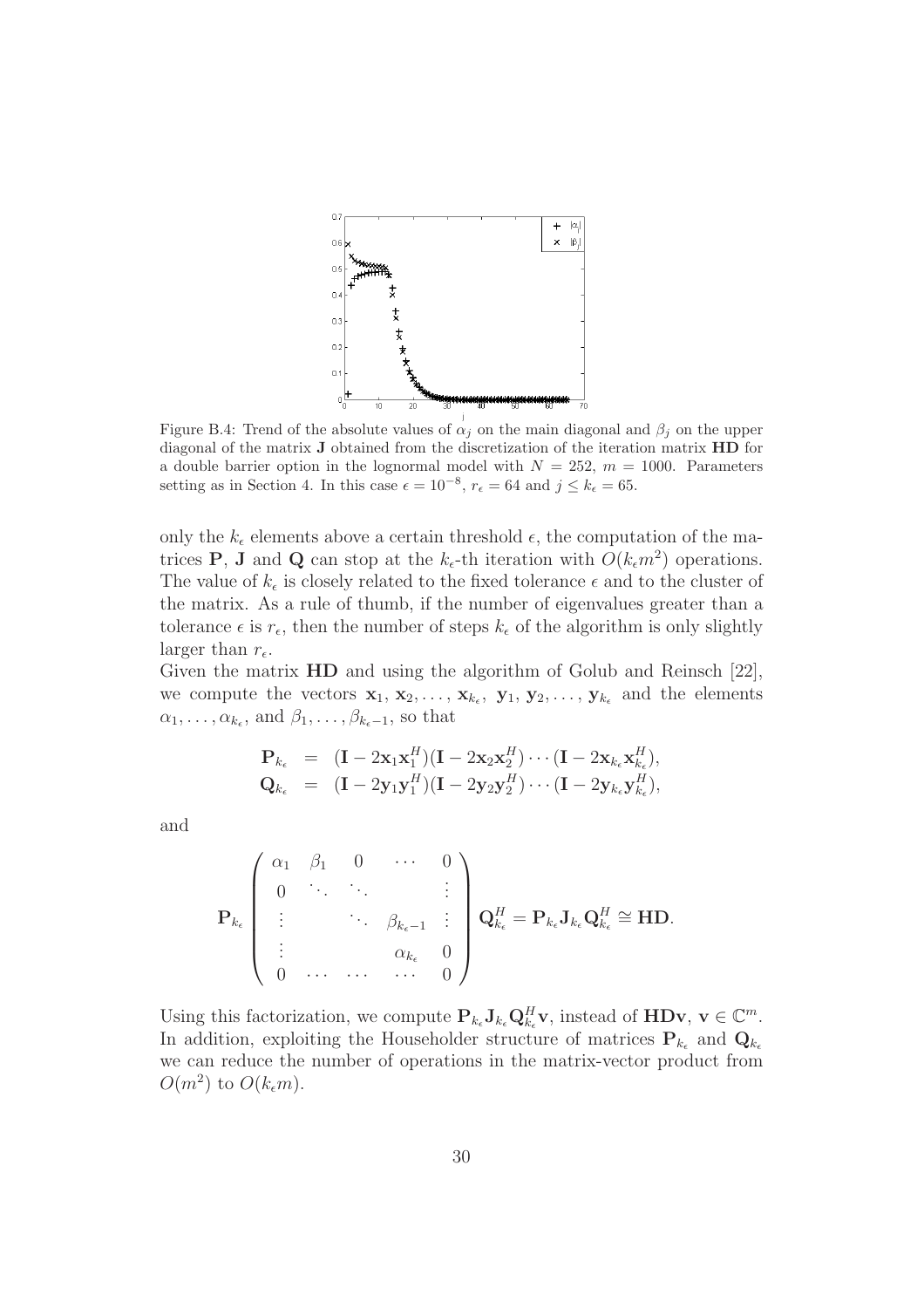0.7
0.6
0.5
0.4
0.3
0.2
0.1
0
0 10 20 30 40 50 60 70
j
+ |α_j|
× |β_j|

Figure B.4: Trend of the absolute values of $\alpha_j$ on the main diagonal and $\beta_j$ on the upper diagonal of the matrix $\mathbf{J}$ obtained from the discretization of the iteration matrix $\mathbf{HD}$ for a double barrier option in the lognormal model with $N = 252$, $m = 1000$. Parameters setting as in Section 4. In this case $\epsilon = 10^{-8}$, $r_\epsilon = 64$ and $j \leq k_\epsilon = 65$.

only the $k_\epsilon$ elements above a certain threshold $\epsilon$, the computation of the matrices $\mathbf{P}$, $\mathbf{J}$ and $\mathbf{Q}$ can stop at the $k_\epsilon$-th iteration with $O(k_\epsilon m^2)$ operations. The value of $k_\epsilon$ is closely related to the fixed tolerance $\epsilon$ and to the cluster of the matrix. As a rule of thumb, if the number of eigenvalues greater than a tolerance $\epsilon$ is $r_\epsilon$, then the number of steps $k_\epsilon$ of the algorithm is only slightly larger than $r_\epsilon$.

Given the matrix $\mathbf{HD}$ and using the algorithm of Golub and Reinsch [22], we compute the vectors $\mathbf{x}_1, \mathbf{x}_2, \ldots, \mathbf{x}_{k_\epsilon}$, $\mathbf{y}_1, \mathbf{y}_2, \ldots, \mathbf{y}_{k_\epsilon}$ and the elements $\alpha_1, \ldots, \alpha_{k_\epsilon}$, and $\beta_1, \ldots, \beta_{k_\epsilon - 1}$, so that

$$
\begin{aligned}
\mathbf{P}_{k_\epsilon} &= (\mathbf{I} - 2\mathbf{x}_1\mathbf{x}_1^H)(\mathbf{I} - 2\mathbf{x}_2\mathbf{x}_2^H)\cdots(\mathbf{I} - 2\mathbf{x}_{k_\epsilon}\mathbf{x}_{k_\epsilon}^H), \\
\mathbf{Q}_{k_\epsilon} &= (\mathbf{I} - 2\mathbf{y}_1\mathbf{y}_1^H)(\mathbf{I} - 2\mathbf{y}_2\mathbf{y}_2^H)\cdots(\mathbf{I} - 2\mathbf{y}_{k_\epsilon}\mathbf{y}_{k_\epsilon}^H),
\end{aligned}
$$

and

$$
\mathbf{P}_{k_\epsilon}
\begin{pmatrix}
\alpha_1 & \beta_1 & 0 & \cdots & 0 \\
0 & \ddots & \ddots & & \vdots \\
\vdots & & \ddots & \beta_{k_\epsilon - 1} & \vdots \\
\vdots & & & \alpha_{k_\epsilon} & 0 \\
0 & \cdots & \cdots & \cdots & 0
\end{pmatrix}
\mathbf{Q}_{k_\epsilon}^H = \mathbf{P}_{k_\epsilon}\mathbf{J}_{k_\epsilon}\mathbf{Q}_{k_\epsilon}^H \cong \mathbf{HD}.
$$

Using this factorization, we compute $\mathbf{P}_{k_\epsilon}\mathbf{J}_{k_\epsilon}\mathbf{Q}_{k_\epsilon}^H\mathbf{v}$, instead of $\mathbf{HDv}$, $\mathbf{v} \in \mathbb{C}^m$. In addition, exploiting the Householder structure of matrices $\mathbf{P}_{k_\epsilon}$ and $\mathbf{Q}_{k_\epsilon}$ we can reduce the number of operations in the matrix-vector product from $O(m^2)$ to $O(k_\epsilon m)$.